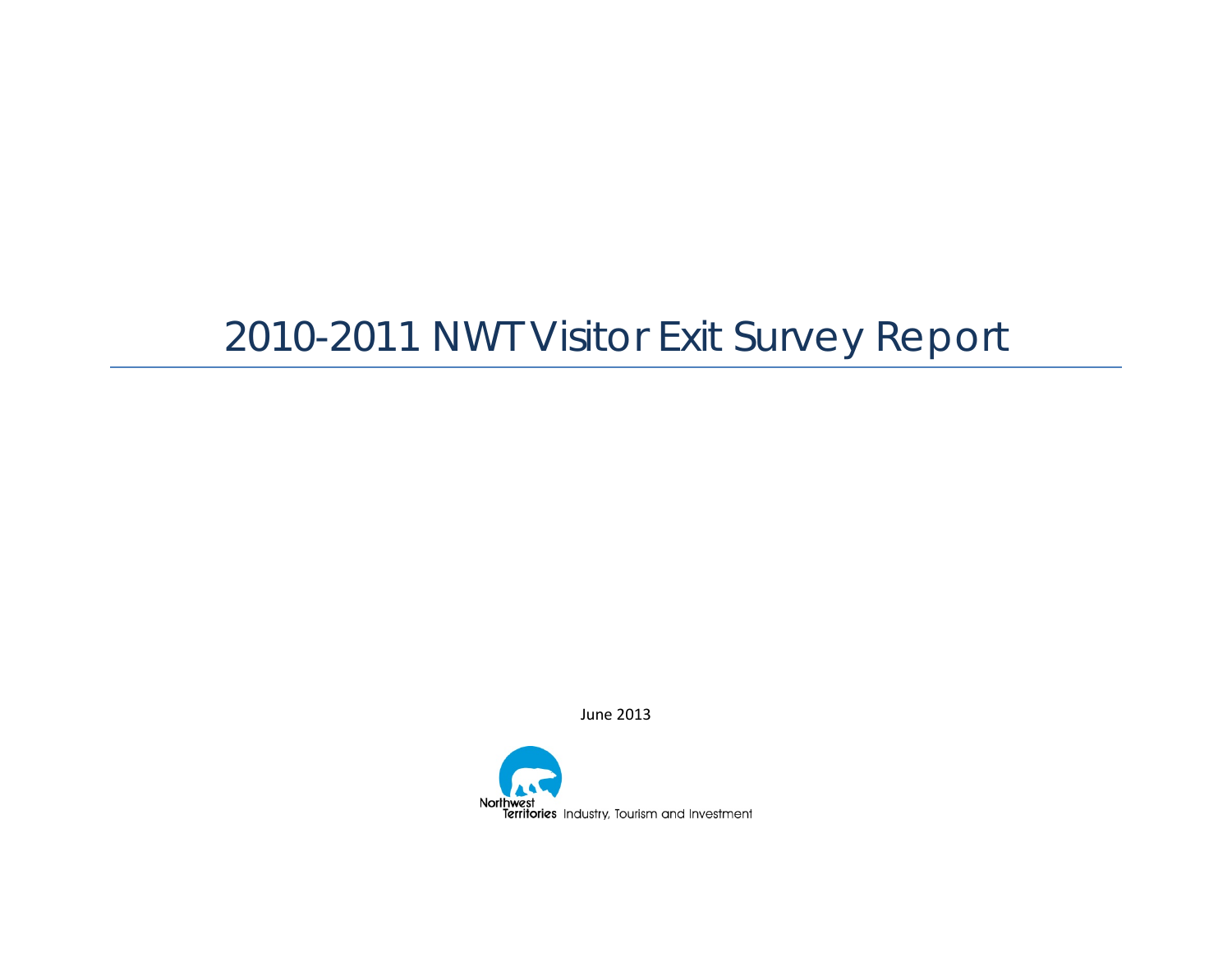# 2010-2011 NWT Visitor Exit Survey Report

June 2013

Northwest Territories Industry, Tourism and Investment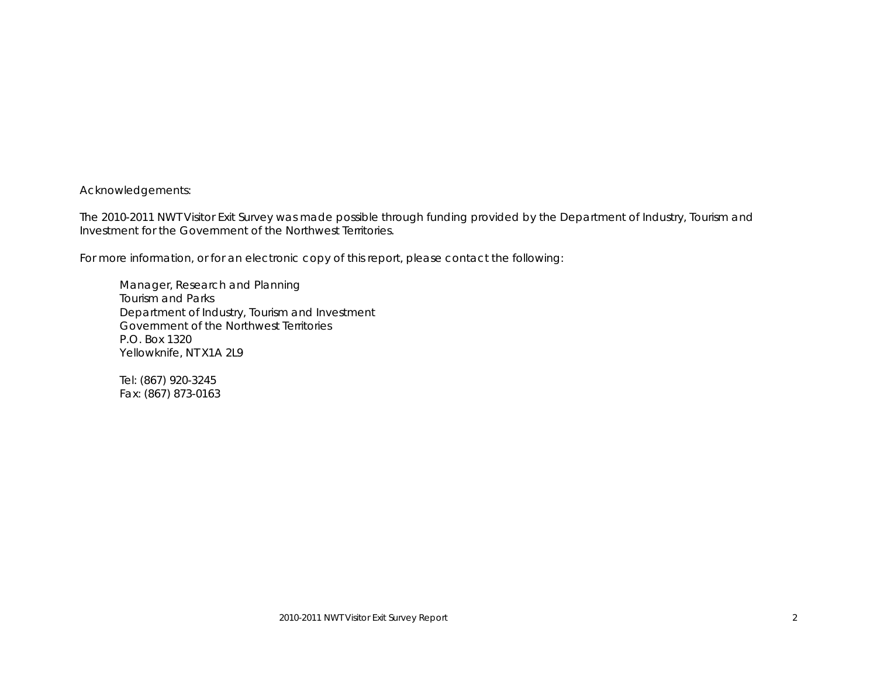Acknowledgements:

The 2010-2011 NWT Visitor Exit Survey was made possible through funding provided by the Department of Industry, Tourism and Investment for the Government of the Northwest Territories.

For more information, or for an electronic copy of this report, please contact the following:

Manager, Research and Planning  
Tourism and Parks  
Department of Industry, Tourism and Investment  
Government of the Northwest Territories  
P.O. Box 1320  
Yellowknife, NT X1A 2L9

Tel: (867) 920-3245  
Fax: (867) 873-0163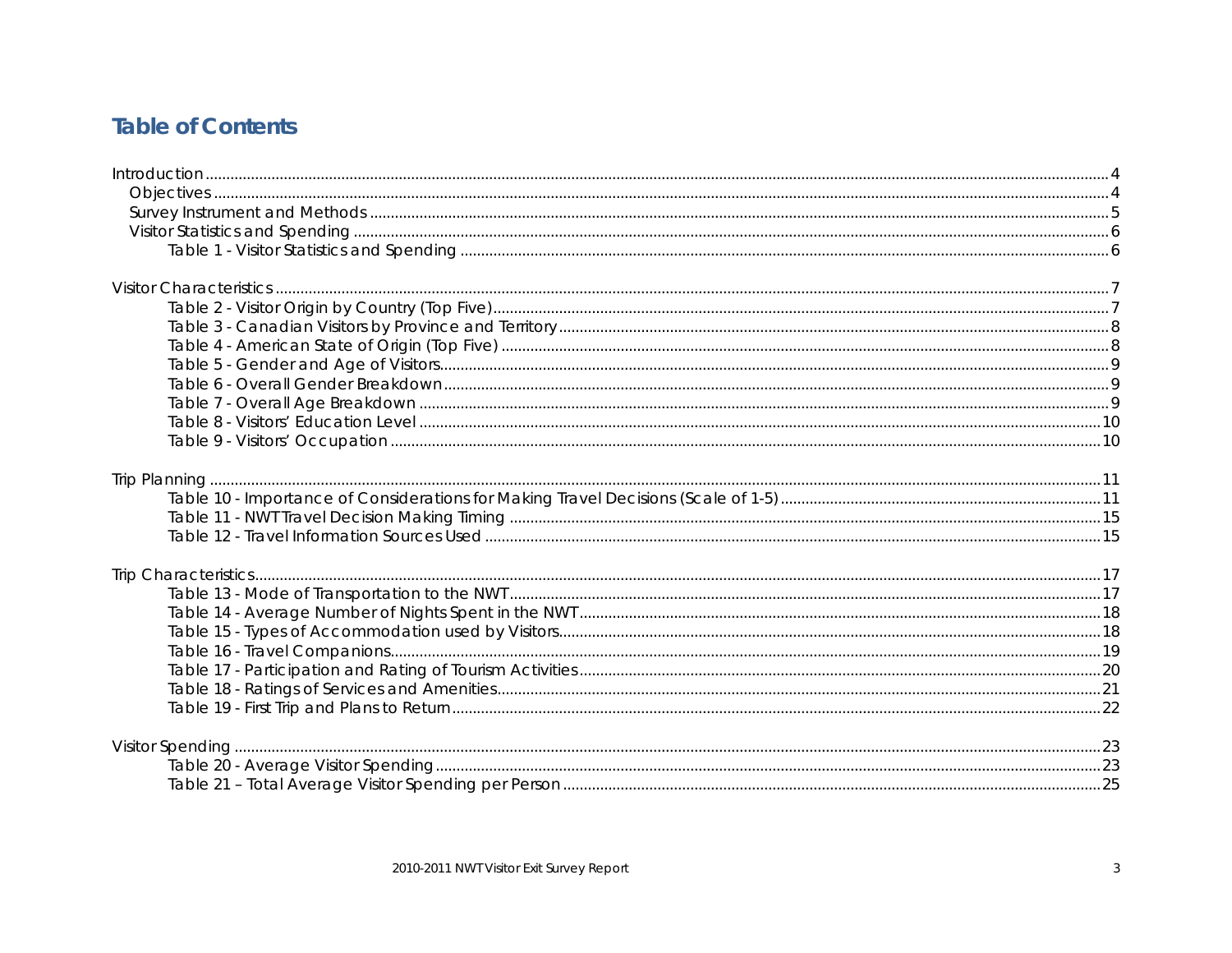# Table of Contents

Introduction ..... 4
- Objectives ..... 4
- Survey Instrument and Methods ..... 5
- Visitor Statistics and Spending ..... 6
  - Table 1 - Visitor Statistics and Spending ..... 6

Visitor Characteristics ..... 7
- Table 2 - Visitor Origin by Country (Top Five) ..... 7
- Table 3 - Canadian Visitors by Province and Territory ..... 8
- Table 4 - American State of Origin (Top Five) ..... 8
- Table 5 - Gender and Age of Visitors ..... 9
- Table 6 - Overall Gender Breakdown ..... 9
- Table 7 - Overall Age Breakdown ..... 9
- Table 8 - Visitors' Education Level ..... 10
- Table 9 - Visitors' Occupation ..... 10

Trip Planning ..... 11
- Table 10 - Importance of Considerations for Making Travel Decisions (Scale of 1-5) ..... 11
- Table 11 - NWT Travel Decision Making Timing ..... 15
- Table 12 - Travel Information Sources Used ..... 15

Trip Characteristics ..... 17
- Table 13 - Mode of Transportation to the NWT ..... 17
- Table 14 - Average Number of Nights Spent in the NWT ..... 18
- Table 15 - Types of Accommodation used by Visitors ..... 18
- Table 16 - Travel Companions ..... 19
- Table 17 - Participation and Rating of Tourism Activities ..... 20
- Table 18 - Ratings of Services and Amenities ..... 21
- Table 19 - First Trip and Plans to Return ..... 22

Visitor Spending ..... 23
- Table 20 - Average Visitor Spending ..... 23
- Table 21 – Total Average Visitor Spending per Person ..... 25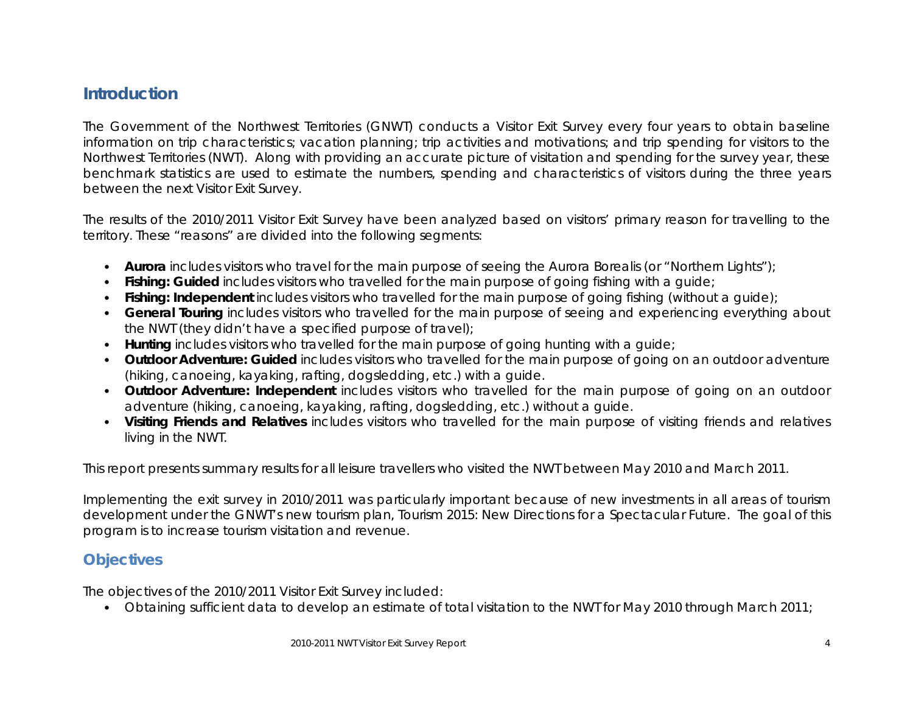## Introduction

The Government of the Northwest Territories (GNWT) conducts a Visitor Exit Survey every four years to obtain baseline information on trip characteristics; vacation planning; trip activities and motivations; and trip spending for visitors to the Northwest Territories (NWT). Along with providing an accurate picture of visitation and spending for the survey year, these benchmark statistics are used to estimate the numbers, spending and characteristics of visitors during the three years between the next Visitor Exit Survey.

The results of the 2010/2011 Visitor Exit Survey have been analyzed based on visitors' primary reason for travelling to the territory. These "reasons" are divided into the following segments:

- **Aurora** includes visitors who travel for the main purpose of seeing the Aurora Borealis (or "Northern Lights");
- **Fishing: Guided** includes visitors who travelled for the main purpose of going fishing with a guide;
- **Fishing: Independent** includes visitors who travelled for the main purpose of going fishing (without a guide);
- **General Touring** includes visitors who travelled for the main purpose of seeing and experiencing everything about the NWT (they didn't have a specified purpose of travel);
- **Hunting** includes visitors who travelled for the main purpose of going hunting with a guide;
- **Outdoor Adventure: Guided** includes visitors who travelled for the main purpose of going on an outdoor adventure (hiking, canoeing, kayaking, rafting, dogsledding, etc.) with a guide.
- **Outdoor Adventure: Independent** includes visitors who travelled for the main purpose of going on an outdoor adventure (hiking, canoeing, kayaking, rafting, dogsledding, etc.) without a guide.
- **Visiting Friends and Relatives** includes visitors who travelled for the main purpose of visiting friends and relatives living in the NWT.

This report presents summary results for all leisure travellers who visited the NWT between May 2010 and March 2011.

Implementing the exit survey in 2010/2011 was particularly important because of new investments in all areas of tourism development under the GNWT's new tourism plan, Tourism 2015: New Directions for a Spectacular Future. The goal of this program is to increase tourism visitation and revenue.

## Objectives

The objectives of the 2010/2011 Visitor Exit Survey included:

- Obtaining sufficient data to develop an estimate of total visitation to the NWT for May 2010 through March 2011;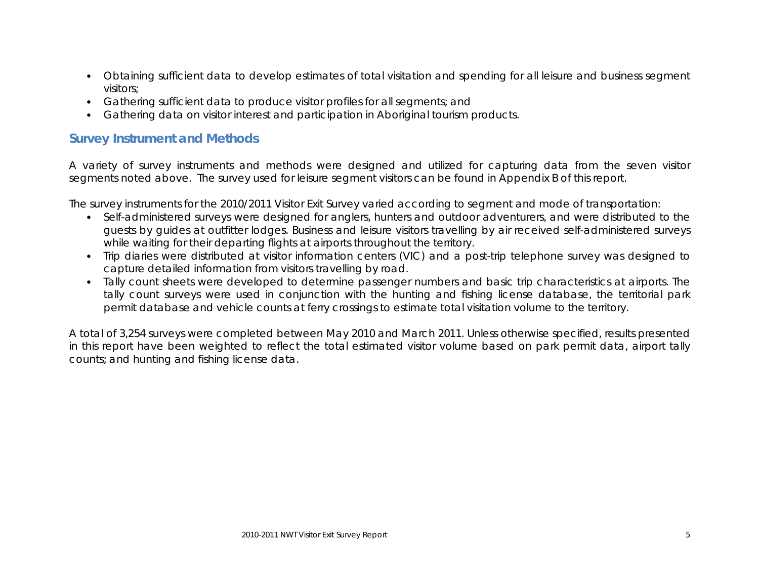- Obtaining sufficient data to develop estimates of total visitation and spending for all leisure and business segment visitors;
- Gathering sufficient data to produce visitor profiles for all segments; and
- Gathering data on visitor interest and participation in Aboriginal tourism products.

## Survey Instrument and Methods

A variety of survey instruments and methods were designed and utilized for capturing data from the seven visitor segments noted above. The survey used for leisure segment visitors can be found in Appendix B of this report.

The survey instruments for the 2010/2011 Visitor Exit Survey varied according to segment and mode of transportation:

- Self-administered surveys were designed for anglers, hunters and outdoor adventurers, and were distributed to the guests by guides at outfitter lodges. Business and leisure visitors travelling by air received self-administered surveys while waiting for their departing flights at airports throughout the territory.
- Trip diaries were distributed at visitor information centers (VIC) and a post-trip telephone survey was designed to capture detailed information from visitors travelling by road.
- Tally count sheets were developed to determine passenger numbers and basic trip characteristics at airports. The tally count surveys were used in conjunction with the hunting and fishing license database, the territorial park permit database and vehicle counts at ferry crossings to estimate total visitation volume to the territory.

A total of 3,254 surveys were completed between May 2010 and March 2011. Unless otherwise specified, results presented in this report have been weighted to reflect the total estimated visitor volume based on park permit data, airport tally counts; and hunting and fishing license data.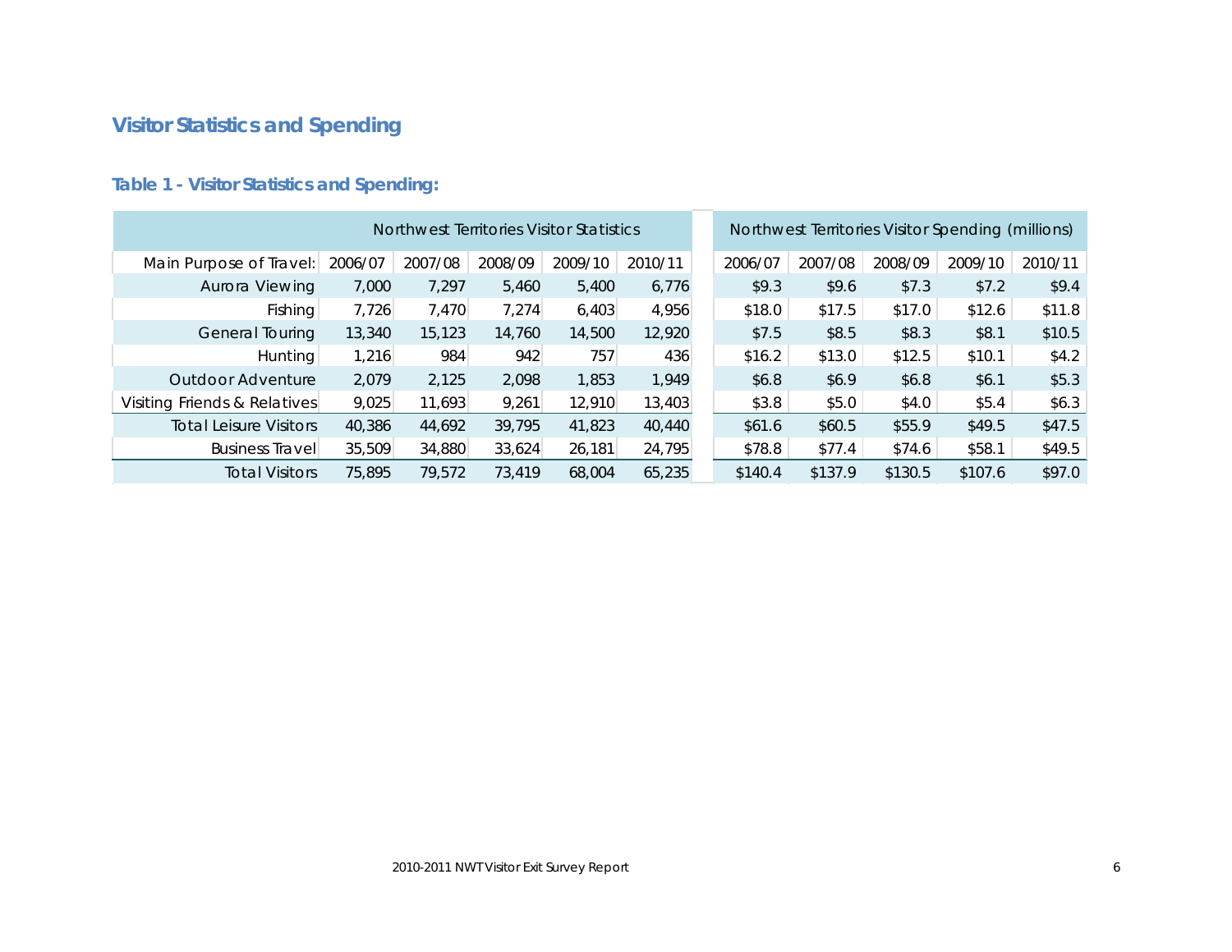## Visitor Statistics and Spending

### Table 1 - Visitor Statistics and Spending:

| | Northwest Territories Visitor Statistics | | | | | Northwest Territories Visitor Spending (millions) | | | | |
|---|---|---|---|---|---|---|---|---|---|---|
| Main Purpose of Travel: | 2006/07 | 2007/08 | 2008/09 | 2009/10 | 2010/11 | 2006/07 | 2007/08 | 2008/09 | 2009/10 | 2010/11 |
| Aurora Viewing | 7,000 | 7,297 | 5,460 | 5,400 | 6,776 | $9.3 | $9.6 | $7.3 | $7.2 | $9.4 |
| Fishing | 7,726 | 7,470 | 7,274 | 6,403 | 4,956 | $18.0 | $17.5 | $17.0 | $12.6 | $11.8 |
| General Touring | 13,340 | 15,123 | 14,760 | 14,500 | 12,920 | $7.5 | $8.5 | $8.3 | $8.1 | $10.5 |
| Hunting | 1,216 | 984 | 942 | 757 | 436 | $16.2 | $13.0 | $12.5 | $10.1 | $4.2 |
| Outdoor Adventure | 2,079 | 2,125 | 2,098 | 1,853 | 1,949 | $6.8 | $6.9 | $6.8 | $6.1 | $5.3 |
| Visiting Friends & Relatives | 9,025 | 11,693 | 9,261 | 12,910 | 13,403 | $3.8 | $5.0 | $4.0 | $5.4 | $6.3 |
| Total Leisure Visitors | 40,386 | 44,692 | 39,795 | 41,823 | 40,440 | $61.6 | $60.5 | $55.9 | $49.5 | $47.5 |
| Business Travel | 35,509 | 34,880 | 33,624 | 26,181 | 24,795 | $78.8 | $77.4 | $74.6 | $58.1 | $49.5 |
| Total Visitors | 75,895 | 79,572 | 73,419 | 68,004 | 65,235 | $140.4 | $137.9 | $130.5 | $107.6 | $97.0 |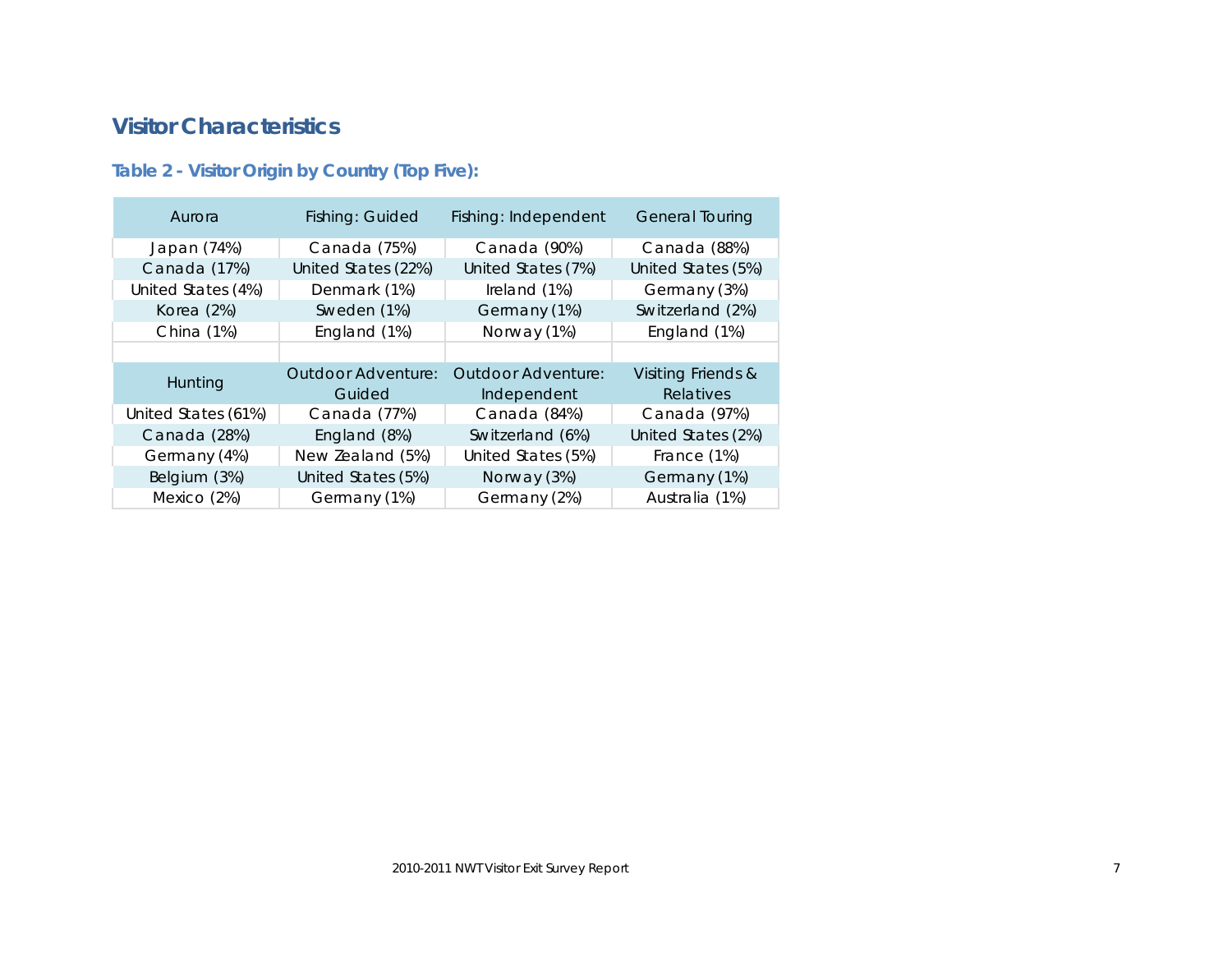## Visitor Characteristics

### Table 2 - Visitor Origin by Country (Top Five):

| Aurora | Fishing: Guided | Fishing: Independent | General Touring |
|---|---|---|---|
| Japan (74%) | Canada (75%) | Canada (90%) | Canada (88%) |
| Canada (17%) | United States (22%) | United States (7%) | United States (5%) |
| United States (4%) | Denmark (1%) | Ireland (1%) | Germany (3%) |
| Korea (2%) | Sweden (1%) | Germany (1%) | Switzerland (2%) |
| China (1%) | England (1%) | Norway (1%) | England (1%) |
| | | | |
| **Hunting** | **Outdoor Adventure: Guided** | **Outdoor Adventure: Independent** | **Visiting Friends & Relatives** |
| United States (61%) | Canada (77%) | Canada (84%) | Canada (97%) |
| Canada (28%) | England (8%) | Switzerland (6%) | United States (2%) |
| Germany (4%) | New Zealand (5%) | United States (5%) | France (1%) |
| Belgium (3%) | United States (5%) | Norway (3%) | Germany (1%) |
| Mexico (2%) | Germany (1%) | Germany (2%) | Australia (1%) |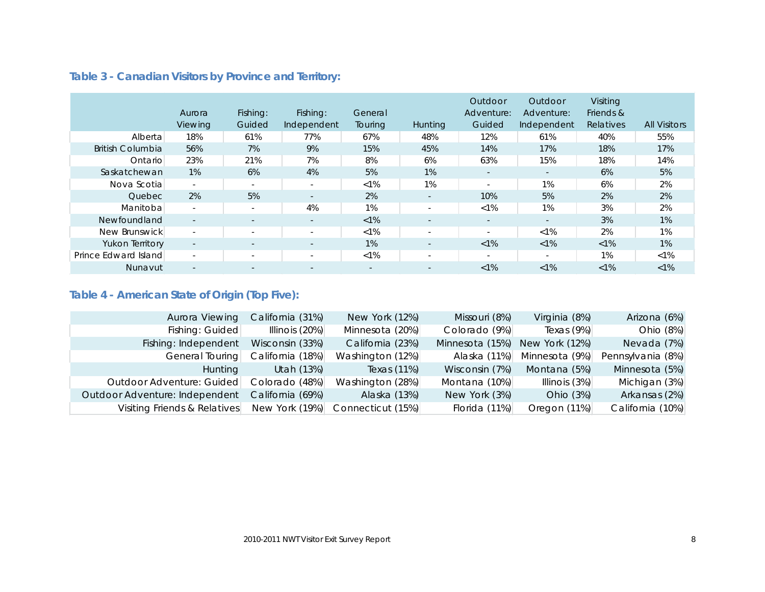### Table 3 - Canadian Visitors by Province and Territory:

| | Aurora Viewing | Fishing: Guided | Fishing: Independent | General Touring | Hunting | Outdoor Adventure: Guided | Outdoor Adventure: Independent | Visiting Friends & Relatives | All Visitors |
|---|---|---|---|---|---|---|---|---|---|
| Alberta | 18% | 61% | 77% | 67% | 48% | 12% | 61% | 40% | 55% |
| British Columbia | 56% | 7% | 9% | 15% | 45% | 14% | 17% | 18% | 17% |
| Ontario | 23% | 21% | 7% | 8% | 6% | 63% | 15% | 18% | 14% |
| Saskatchewan | 1% | 6% | 4% | 5% | 1% | - | - | 6% | 5% |
| Nova Scotia | - | - | - | <1% | 1% | - | 1% | 6% | 2% |
| Quebec | 2% | 5% | - | 2% | - | 10% | 5% | 2% | 2% |
| Manitoba | - | - | 4% | 1% | - | <1% | 1% | 3% | 2% |
| Newfoundland | - | - | - | <1% | - | - | - | 3% | 1% |
| New Brunswick | - | - | - | <1% | - | - | <1% | 2% | 1% |
| Yukon Territory | - | - | - | 1% | - | <1% | <1% | <1% | 1% |
| Prince Edward Island | - | - | - | <1% | - | - | - | 1% | <1% |
| Nunavut | - | - | - | - | - | <1% | <1% | <1% | <1% |

### Table 4 - American State of Origin (Top Five):

| | | | | | |
|---|---|---|---|---|---|
| Aurora Viewing | California (31%) | New York (12%) | Missouri (8%) | Virginia (8%) | Arizona (6%) |
| Fishing: Guided | Illinois (20%) | Minnesota (20%) | Colorado (9%) | Texas (9%) | Ohio (8%) |
| Fishing: Independent | Wisconsin (33%) | California (23%) | Minnesota (15%) | New York (12%) | Nevada (7%) |
| General Touring | California (18%) | Washington (12%) | Alaska (11%) | Minnesota (9%) | Pennsylvania (8%) |
| Hunting | Utah (13%) | Texas (11%) | Wisconsin (7%) | Montana (5%) | Minnesota (5%) |
| Outdoor Adventure: Guided | Colorado (48%) | Washington (28%) | Montana (10%) | Illinois (3%) | Michigan (3%) |
| Outdoor Adventure: Independent | California (69%) | Alaska (13%) | New York (3%) | Ohio (3%) | Arkansas (2%) |
| Visiting Friends & Relatives | New York (19%) | Connecticut (15%) | Florida (11%) | Oregon (11%) | California (10%) |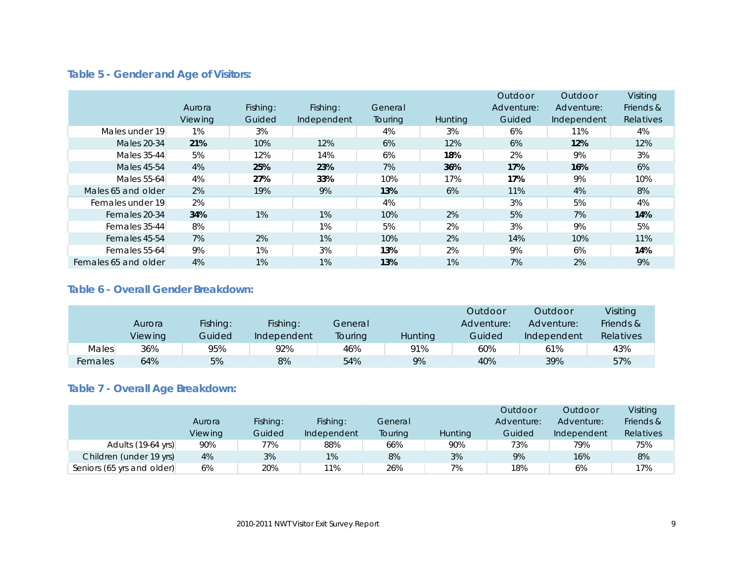### Table 5 - Gender and Age of Visitors:

| | Aurora Viewing | Fishing: Guided | Fishing: Independent | General Touring | Hunting | Outdoor Adventure: Guided | Outdoor Adventure: Independent | Visiting Friends & Relatives |
|---|---|---|---|---|---|---|---|---|
| Males under 19 | 1% | 3% | | 4% | 3% | 6% | 11% | 4% |
| Males 20-34 | **21%** | 10% | 12% | 6% | 12% | 6% | **12%** | 12% |
| Males 35-44 | 5% | 12% | 14% | 6% | **18%** | 2% | 9% | 3% |
| Males 45-54 | 4% | **25%** | **23%** | 7% | **36%** | **17%** | **16%** | 6% |
| Males 55-64 | 4% | **27%** | **33%** | 10% | 17% | **17%** | 9% | 10% |
| Males 65 and older | 2% | 19% | 9% | **13%** | 6% | 11% | 4% | 8% |
| Females under 19 | 2% | | | 4% | | 3% | 5% | 4% |
| Females 20-34 | **34%** | 1% | 1% | 10% | 2% | 5% | 7% | **14%** |
| Females 35-44 | 8% | | 1% | 5% | 2% | 3% | 9% | 5% |
| Females 45-54 | 7% | 2% | 1% | 10% | 2% | 14% | 10% | 11% |
| Females 55-64 | 9% | 1% | 3% | **13%** | 2% | 9% | 6% | **14%** |
| Females 65 and older | 4% | 1% | 1% | **13%** | 1% | 7% | 2% | 9% |

### Table 6 - Overall Gender Breakdown:

| | Aurora Viewing | Fishing: Guided | Fishing: Independent | General Touring | Hunting | Outdoor Adventure: Guided | Outdoor Adventure: Independent | Visiting Friends & Relatives |
|---|---|---|---|---|---|---|---|---|
| Males | 36% | 95% | 92% | 46% | 91% | 60% | 61% | 43% |
| Females | 64% | 5% | 8% | 54% | 9% | 40% | 39% | 57% |

### Table 7 - Overall Age Breakdown:

| | Aurora Viewing | Fishing: Guided | Fishing: Independent | General Touring | Hunting | Outdoor Adventure: Guided | Outdoor Adventure: Independent | Visiting Friends & Relatives |
|---|---|---|---|---|---|---|---|---|
| Adults (19-64 yrs) | 90% | 77% | 88% | 66% | 90% | 73% | 79% | 75% |
| Children (under 19 yrs) | 4% | 3% | 1% | 8% | 3% | 9% | 16% | 8% |
| Seniors (65 yrs and older) | 6% | 20% | 11% | 26% | 7% | 18% | 6% | 17% |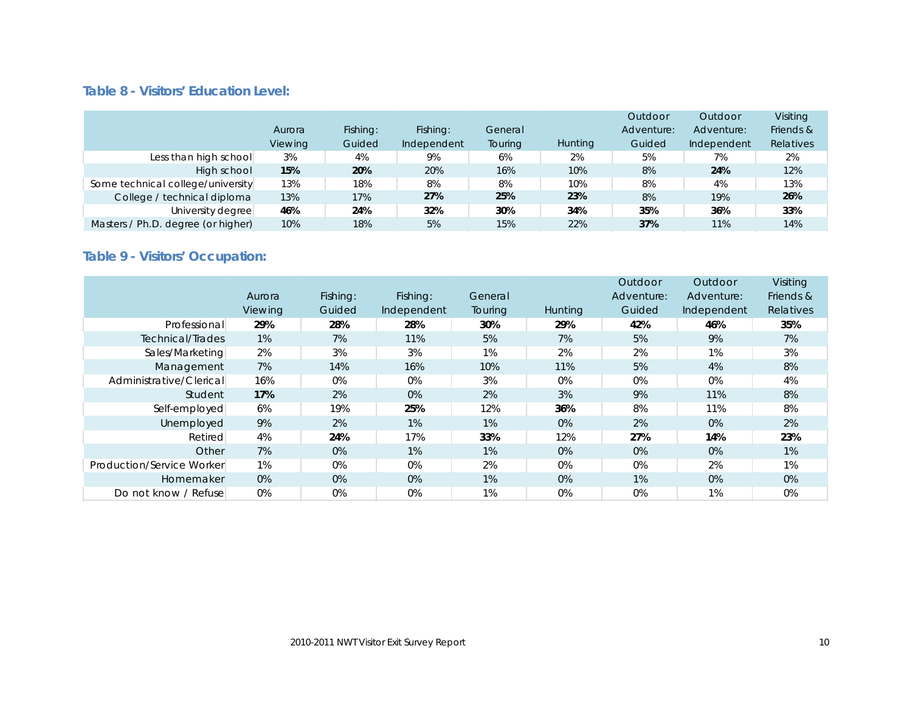### Table 8 - Visitors' Education Level:

| | Aurora Viewing | Fishing: Guided | Fishing: Independent | General Touring | Hunting | Outdoor Adventure: Guided | Outdoor Adventure: Independent | Visiting Friends & Relatives |
|---|---|---|---|---|---|---|---|---|
| Less than high school | 3% | 4% | 9% | 6% | 2% | 5% | 7% | 2% |
| High school | **15%** | **20%** | 20% | 16% | 10% | 8% | **24%** | 12% |
| Some technical college/university | 13% | 18% | 8% | 8% | 10% | 8% | 4% | 13% |
| College / technical diploma | 13% | 17% | **27%** | **25%** | **23%** | 8% | 19% | **26%** |
| University degree | **46%** | **24%** | **32%** | **30%** | **34%** | **35%** | **36%** | **33%** |
| Masters / Ph.D. degree (or higher) | 10% | 18% | 5% | 15% | 22% | **37%** | 11% | 14% |

### Table 9 - Visitors' Occupation:

| | Aurora Viewing | Fishing: Guided | Fishing: Independent | General Touring | Hunting | Outdoor Adventure: Guided | Outdoor Adventure: Independent | Visiting Friends & Relatives |
|---|---|---|---|---|---|---|---|---|
| Professional | **29%** | **28%** | **28%** | **30%** | **29%** | **42%** | **46%** | **35%** |
| Technical/Trades | 1% | 7% | 11% | 5% | 7% | 5% | 9% | 7% |
| Sales/Marketing | 2% | 3% | 3% | 1% | 2% | 2% | 1% | 3% |
| Management | 7% | 14% | 16% | 10% | 11% | 5% | 4% | 8% |
| Administrative/Clerical | 16% | 0% | 0% | 3% | 0% | 0% | 0% | 4% |
| Student | **17%** | 2% | 0% | 2% | 3% | 9% | 11% | 8% |
| Self-employed | 6% | 19% | **25%** | 12% | **36%** | 8% | 11% | 8% |
| Unemployed | 9% | 2% | 1% | 1% | 0% | 2% | 0% | 2% |
| Retired | 4% | **24%** | 17% | **33%** | 12% | **27%** | **14%** | **23%** |
| Other | 7% | 0% | 1% | 1% | 0% | 0% | 0% | 1% |
| Production/Service Worker | 1% | 0% | 0% | 2% | 0% | 0% | 2% | 1% |
| Homemaker | 0% | 0% | 0% | 1% | 0% | 1% | 0% | 0% |
| Do not know / Refuse | 0% | 0% | 0% | 1% | 0% | 0% | 1% | 0% |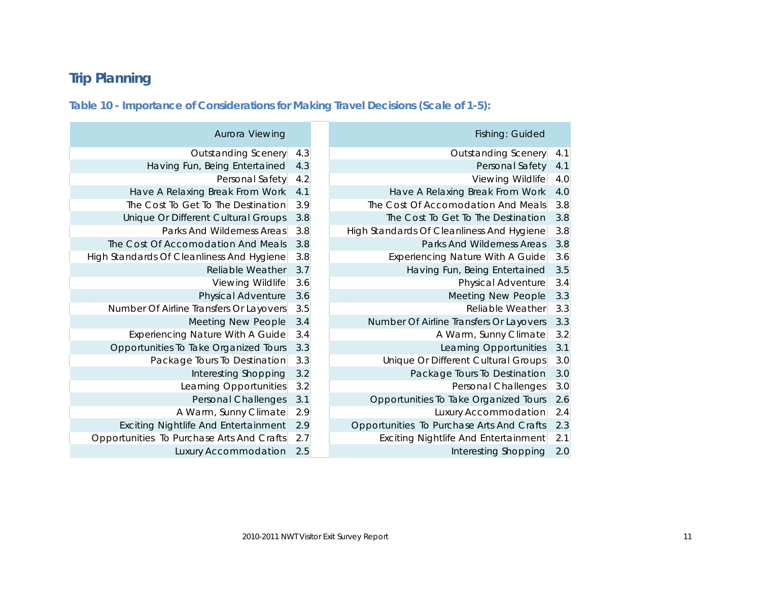## Trip Planning

### Table 10 - Importance of Considerations for Making Travel Decisions (Scale of 1-5):

| Aurora Viewing | | Fishing: Guided | |
|---|---|---|---|
| Outstanding Scenery | 4.3 | Outstanding Scenery | 4.1 |
| Having Fun, Being Entertained | 4.3 | Personal Safety | 4.1 |
| Personal Safety | 4.2 | Viewing Wildlife | 4.0 |
| Have A Relaxing Break From Work | 4.1 | Have A Relaxing Break From Work | 4.0 |
| The Cost To Get To The Destination | 3.9 | The Cost Of Accomodation And Meals | 3.8 |
| Unique Or Different Cultural Groups | 3.8 | The Cost To Get To The Destination | 3.8 |
| Parks And Wilderness Areas | 3.8 | High Standards Of Cleanliness And Hygiene | 3.8 |
| The Cost Of Accomodation And Meals | 3.8 | Parks And Wilderness Areas | 3.8 |
| High Standards Of Cleanliness And Hygiene | 3.8 | Experiencing Nature With A Guide | 3.6 |
| Reliable Weather | 3.7 | Having Fun, Being Entertained | 3.5 |
| Viewing Wildlife | 3.6 | Physical Adventure | 3.4 |
| Physical Adventure | 3.6 | Meeting New People | 3.3 |
| Number Of Airline Transfers Or Layovers | 3.5 | Reliable Weather | 3.3 |
| Meeting New People | 3.4 | Number Of Airline Transfers Or Layovers | 3.3 |
| Experiencing Nature With A Guide | 3.4 | A Warm, Sunny Climate | 3.2 |
| Opportunities To Take Organized Tours | 3.3 | Learning Opportunities | 3.1 |
| Package Tours To Destination | 3.3 | Unique Or Different Cultural Groups | 3.0 |
| Interesting Shopping | 3.2 | Package Tours To Destination | 3.0 |
| Learning Opportunities | 3.2 | Personal Challenges | 3.0 |
| Personal Challenges | 3.1 | Opportunities To Take Organized Tours | 2.6 |
| A Warm, Sunny Climate | 2.9 | Luxury Accommodation | 2.4 |
| Exciting Nightlife And Entertainment | 2.9 | Opportunities To Purchase Arts And Crafts | 2.3 |
| Opportunities To Purchase Arts And Crafts | 2.7 | Exciting Nightlife And Entertainment | 2.1 |
| Luxury Accommodation | 2.5 | Interesting Shopping | 2.0 |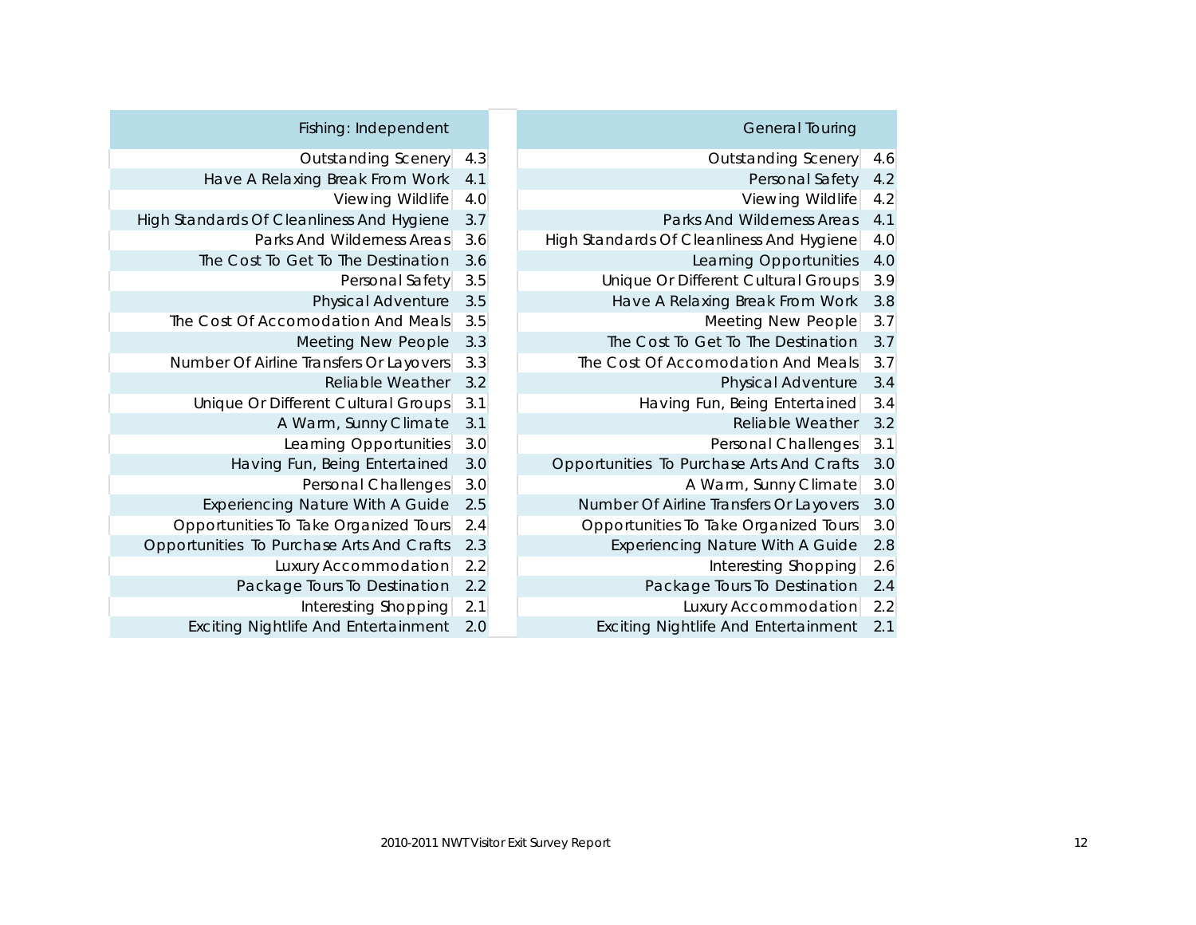| Fishing: Independent | |
|---|---|
| Outstanding Scenery | 4.3 |
| Have A Relaxing Break From Work | 4.1 |
| Viewing Wildlife | 4.0 |
| High Standards Of Cleanliness And Hygiene | 3.7 |
| Parks And Wilderness Areas | 3.6 |
| The Cost To Get To The Destination | 3.6 |
| Personal Safety | 3.5 |
| Physical Adventure | 3.5 |
| The Cost Of Accomodation And Meals | 3.5 |
| Meeting New People | 3.3 |
| Number Of Airline Transfers Or Layovers | 3.3 |
| Reliable Weather | 3.2 |
| Unique Or Different Cultural Groups | 3.1 |
| A Warm, Sunny Climate | 3.1 |
| Learning Opportunities | 3.0 |
| Having Fun, Being Entertained | 3.0 |
| Personal Challenges | 3.0 |
| Experiencing Nature With A Guide | 2.5 |
| Opportunities To Take Organized Tours | 2.4 |
| Opportunities To Purchase Arts And Crafts | 2.3 |
| Luxury Accommodation | 2.2 |
| Package Tours To Destination | 2.2 |
| Interesting Shopping | 2.1 |
| Exciting Nightlife And Entertainment | 2.0 |

| General Touring | |
|---|---|
| Outstanding Scenery | 4.6 |
| Personal Safety | 4.2 |
| Viewing Wildlife | 4.2 |
| Parks And Wilderness Areas | 4.1 |
| High Standards Of Cleanliness And Hygiene | 4.0 |
| Learning Opportunities | 4.0 |
| Unique Or Different Cultural Groups | 3.9 |
| Have A Relaxing Break From Work | 3.8 |
| Meeting New People | 3.7 |
| The Cost To Get To The Destination | 3.7 |
| The Cost Of Accomodation And Meals | 3.7 |
| Physical Adventure | 3.4 |
| Having Fun, Being Entertained | 3.4 |
| Reliable Weather | 3.2 |
| Personal Challenges | 3.1 |
| Opportunities To Purchase Arts And Crafts | 3.0 |
| A Warm, Sunny Climate | 3.0 |
| Number Of Airline Transfers Or Layovers | 3.0 |
| Opportunities To Take Organized Tours | 3.0 |
| Experiencing Nature With A Guide | 2.8 |
| Interesting Shopping | 2.6 |
| Package Tours To Destination | 2.4 |
| Luxury Accommodation | 2.2 |
| Exciting Nightlife And Entertainment | 2.1 |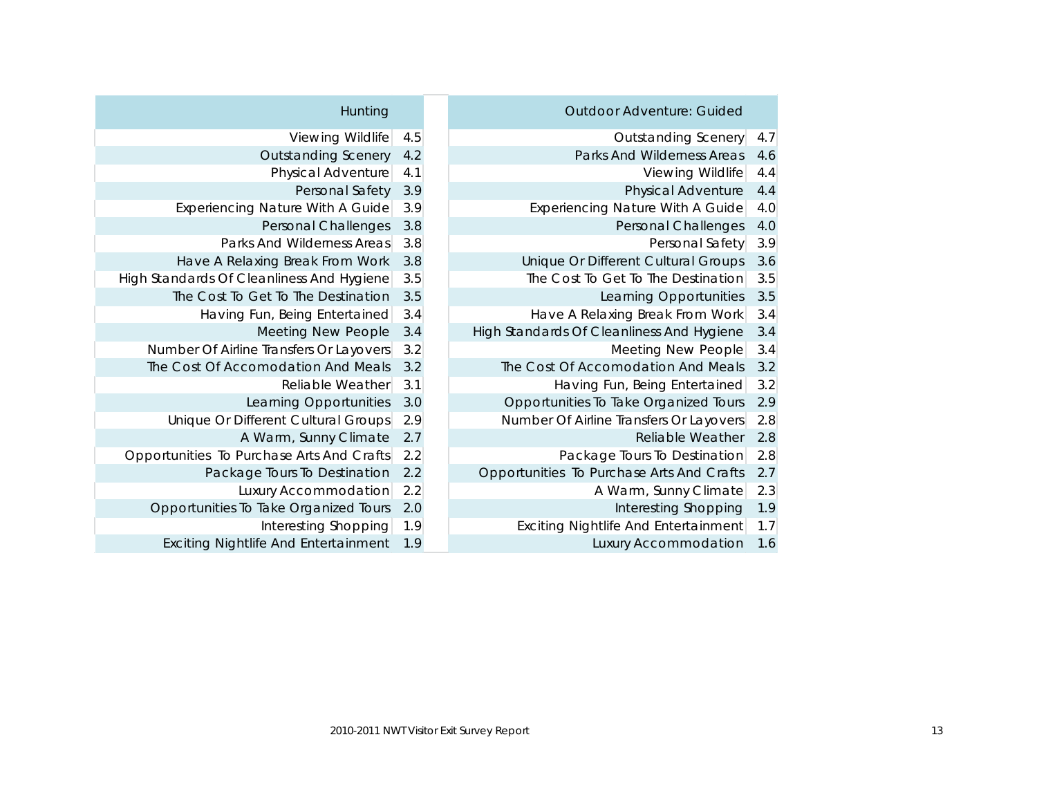| Hunting | |
|---|---|
| Viewing Wildlife | 4.5 |
| Outstanding Scenery | 4.2 |
| Physical Adventure | 4.1 |
| Personal Safety | 3.9 |
| Experiencing Nature With A Guide | 3.9 |
| Personal Challenges | 3.8 |
| Parks And Wilderness Areas | 3.8 |
| Have A Relaxing Break From Work | 3.8 |
| High Standards Of Cleanliness And Hygiene | 3.5 |
| The Cost To Get To The Destination | 3.5 |
| Having Fun, Being Entertained | 3.4 |
| Meeting New People | 3.4 |
| Number Of Airline Transfers Or Layovers | 3.2 |
| The Cost Of Accomodation And Meals | 3.2 |
| Reliable Weather | 3.1 |
| Learning Opportunities | 3.0 |
| Unique Or Different Cultural Groups | 2.9 |
| A Warm, Sunny Climate | 2.7 |
| Opportunities To Purchase Arts And Crafts | 2.2 |
| Package Tours To Destination | 2.2 |
| Luxury Accommodation | 2.2 |
| Opportunities To Take Organized Tours | 2.0 |
| Interesting Shopping | 1.9 |
| Exciting Nightlife And Entertainment | 1.9 |

| Outdoor Adventure: Guided | |
|---|---|
| Outstanding Scenery | 4.7 |
| Parks And Wilderness Areas | 4.6 |
| Viewing Wildlife | 4.4 |
| Physical Adventure | 4.4 |
| Experiencing Nature With A Guide | 4.0 |
| Personal Challenges | 4.0 |
| Personal Safety | 3.9 |
| Unique Or Different Cultural Groups | 3.6 |
| The Cost To Get To The Destination | 3.5 |
| Learning Opportunities | 3.5 |
| Have A Relaxing Break From Work | 3.4 |
| High Standards Of Cleanliness And Hygiene | 3.4 |
| Meeting New People | 3.4 |
| The Cost Of Accomodation And Meals | 3.2 |
| Having Fun, Being Entertained | 3.2 |
| Opportunities To Take Organized Tours | 2.9 |
| Number Of Airline Transfers Or Layovers | 2.8 |
| Reliable Weather | 2.8 |
| Package Tours To Destination | 2.8 |
| Opportunities To Purchase Arts And Crafts | 2.7 |
| A Warm, Sunny Climate | 2.3 |
| Interesting Shopping | 1.9 |
| Exciting Nightlife And Entertainment | 1.7 |
| Luxury Accommodation | 1.6 |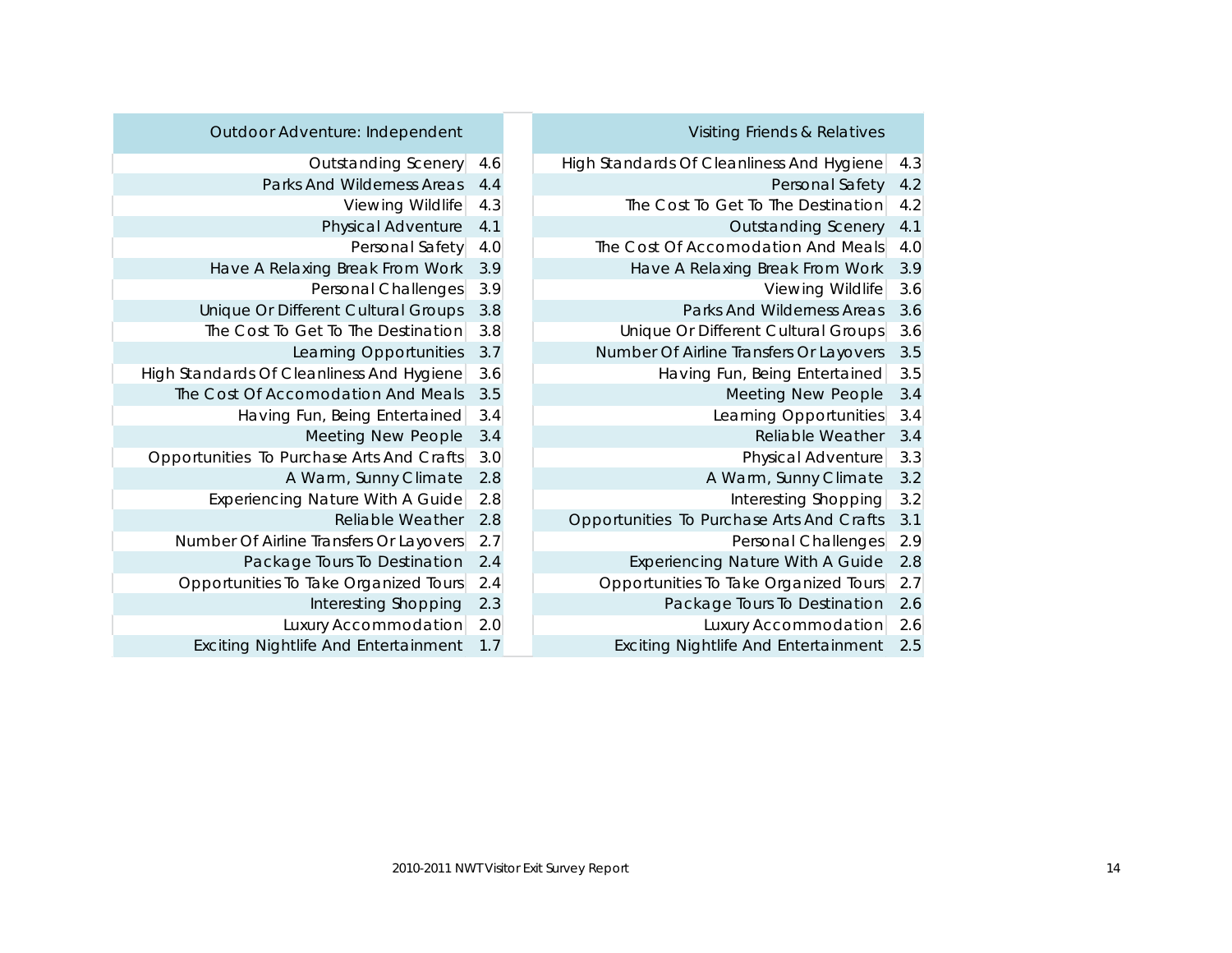| Outdoor Adventure: Independent | |
|---|---|
| Outstanding Scenery | 4.6 |
| Parks And Wilderness Areas | 4.4 |
| Viewing Wildlife | 4.3 |
| Physical Adventure | 4.1 |
| Personal Safety | 4.0 |
| Have A Relaxing Break From Work | 3.9 |
| Personal Challenges | 3.9 |
| Unique Or Different Cultural Groups | 3.8 |
| The Cost To Get To The Destination | 3.8 |
| Learning Opportunities | 3.7 |
| High Standards Of Cleanliness And Hygiene | 3.6 |
| The Cost Of Accomodation And Meals | 3.5 |
| Having Fun, Being Entertained | 3.4 |
| Meeting New People | 3.4 |
| Opportunities To Purchase Arts And Crafts | 3.0 |
| A Warm, Sunny Climate | 2.8 |
| Experiencing Nature With A Guide | 2.8 |
| Reliable Weather | 2.8 |
| Number Of Airline Transfers Or Layovers | 2.7 |
| Package Tours To Destination | 2.4 |
| Opportunities To Take Organized Tours | 2.4 |
| Interesting Shopping | 2.3 |
| Luxury Accommodation | 2.0 |
| Exciting Nightlife And Entertainment | 1.7 |

| Visiting Friends & Relatives | |
|---|---|
| High Standards Of Cleanliness And Hygiene | 4.3 |
| Personal Safety | 4.2 |
| The Cost To Get To The Destination | 4.2 |
| Outstanding Scenery | 4.1 |
| The Cost Of Accomodation And Meals | 4.0 |
| Have A Relaxing Break From Work | 3.9 |
| Viewing Wildlife | 3.6 |
| Parks And Wilderness Areas | 3.6 |
| Unique Or Different Cultural Groups | 3.6 |
| Number Of Airline Transfers Or Layovers | 3.5 |
| Having Fun, Being Entertained | 3.5 |
| Meeting New People | 3.4 |
| Learning Opportunities | 3.4 |
| Reliable Weather | 3.4 |
| Physical Adventure | 3.3 |
| A Warm, Sunny Climate | 3.2 |
| Interesting Shopping | 3.2 |
| Opportunities To Purchase Arts And Crafts | 3.1 |
| Personal Challenges | 2.9 |
| Experiencing Nature With A Guide | 2.8 |
| Opportunities To Take Organized Tours | 2.7 |
| Package Tours To Destination | 2.6 |
| Luxury Accommodation | 2.6 |
| Exciting Nightlife And Entertainment | 2.5 |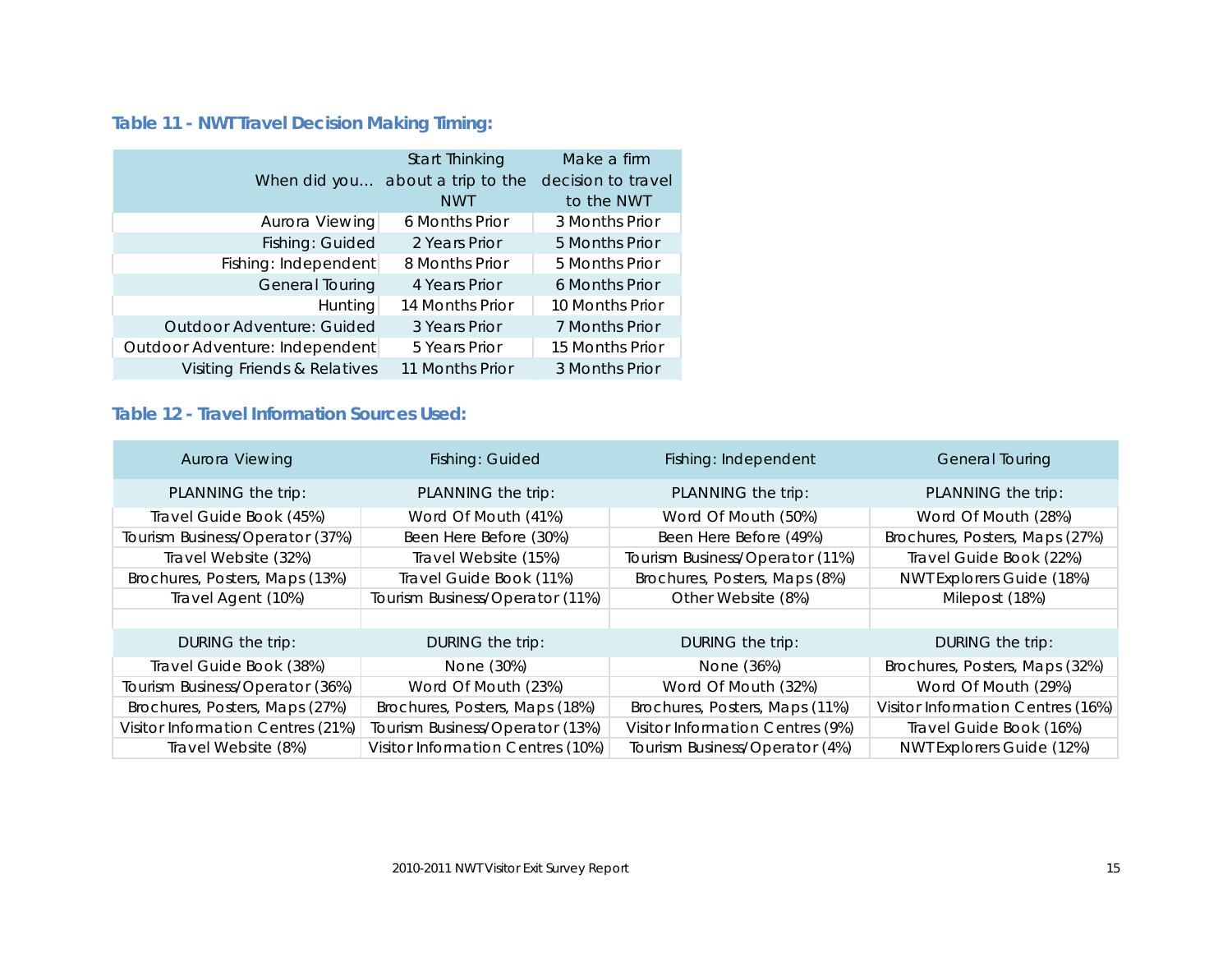### Table 11 - NWT Travel Decision Making Timing:

| When did you… | Start Thinking about a trip to the NWT | Make a firm decision to travel to the NWT |
|---|---|---|
| Aurora Viewing | 6 Months Prior | 3 Months Prior |
| Fishing: Guided | 2 Years Prior | 5 Months Prior |
| Fishing: Independent | 8 Months Prior | 5 Months Prior |
| General Touring | 4 Years Prior | 6 Months Prior |
| Hunting | 14 Months Prior | 10 Months Prior |
| Outdoor Adventure: Guided | 3 Years Prior | 7 Months Prior |
| Outdoor Adventure: Independent | 5 Years Prior | 15 Months Prior |
| Visiting Friends & Relatives | 11 Months Prior | 3 Months Prior |

### Table 12 - Travel Information Sources Used:

| Aurora Viewing | Fishing: Guided | Fishing: Independent | General Touring |
|---|---|---|---|
| PLANNING the trip: | PLANNING the trip: | PLANNING the trip: | PLANNING the trip: |
| Travel Guide Book (45%) | Word Of Mouth (41%) | Word Of Mouth (50%) | Word Of Mouth (28%) |
| Tourism Business/Operator (37%) | Been Here Before (30%) | Been Here Before (49%) | Brochures, Posters, Maps (27%) |
| Travel Website (32%) | Travel Website (15%) | Tourism Business/Operator (11%) | Travel Guide Book (22%) |
| Brochures, Posters, Maps (13%) | Travel Guide Book (11%) | Brochures, Posters, Maps (8%) | NWT Explorers Guide (18%) |
| Travel Agent (10%) | Tourism Business/Operator (11%) | Other Website (8%) | Milepost (18%) |
| | | | |
| DURING the trip: | DURING the trip: | DURING the trip: | DURING the trip: |
| Travel Guide Book (38%) | None (30%) | None (36%) | Brochures, Posters, Maps (32%) |
| Tourism Business/Operator (36%) | Word Of Mouth (23%) | Word Of Mouth (32%) | Word Of Mouth (29%) |
| Brochures, Posters, Maps (27%) | Brochures, Posters, Maps (18%) | Brochures, Posters, Maps (11%) | Visitor Information Centres (16%) |
| Visitor Information Centres (21%) | Tourism Business/Operator (13%) | Visitor Information Centres (9%) | Travel Guide Book (16%) |
| Travel Website (8%) | Visitor Information Centres (10%) | Tourism Business/Operator (4%) | NWT Explorers Guide (12%) |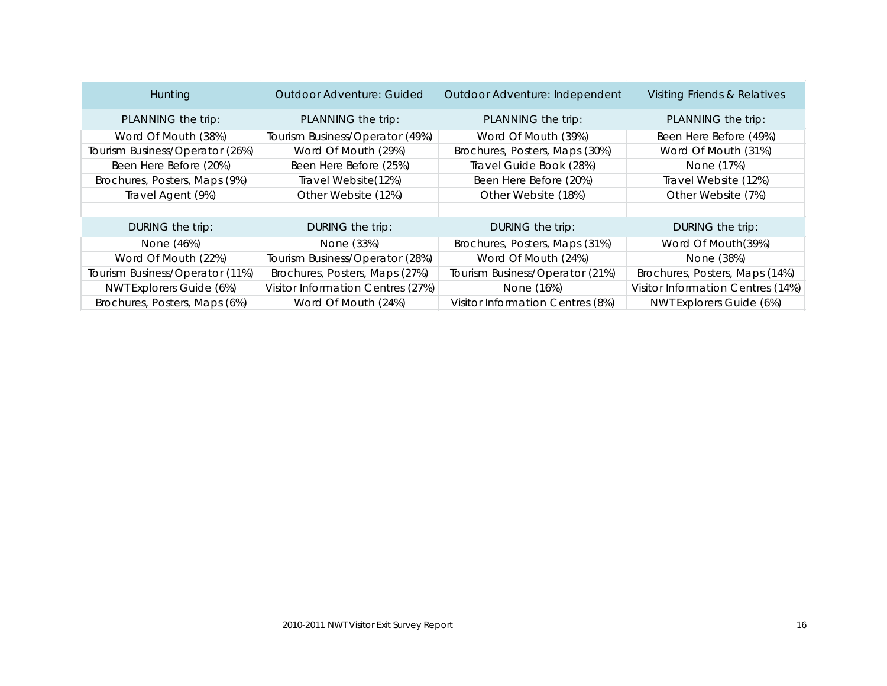| Hunting | Outdoor Adventure: Guided | Outdoor Adventure: Independent | Visiting Friends & Relatives |
|---|---|---|---|
| PLANNING the trip: | PLANNING the trip: | PLANNING the trip: | PLANNING the trip: |
| Word Of Mouth (38%) | Tourism Business/Operator (49%) | Word Of Mouth (39%) | Been Here Before (49%) |
| Tourism Business/Operator (26%) | Word Of Mouth (29%) | Brochures, Posters, Maps (30%) | Word Of Mouth (31%) |
| Been Here Before (20%) | Been Here Before (25%) | Travel Guide Book (28%) | None (17%) |
| Brochures, Posters, Maps (9%) | Travel Website(12%) | Been Here Before (20%) | Travel Website (12%) |
| Travel Agent (9%) | Other Website (12%) | Other Website (18%) | Other Website (7%) |
| | | | |
| DURING the trip: | DURING the trip: | DURING the trip: | DURING the trip: |
| None (46%) | None (33%) | Brochures, Posters, Maps (31%) | Word Of Mouth(39%) |
| Word Of Mouth (22%) | Tourism Business/Operator (28%) | Word Of Mouth (24%) | None (38%) |
| Tourism Business/Operator (11%) | Brochures, Posters, Maps (27%) | Tourism Business/Operator (21%) | Brochures, Posters, Maps (14%) |
| NWT Explorers Guide (6%) | Visitor Information Centres (27%) | None (16%) | Visitor Information Centres (14%) |
| Brochures, Posters, Maps (6%) | Word Of Mouth (24%) | Visitor Information Centres (8%) | NWT Explorers Guide (6%) |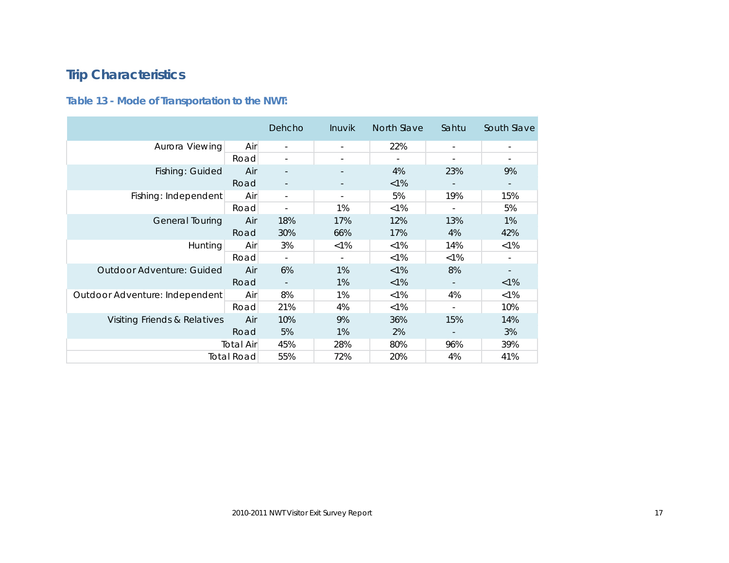## Trip Characteristics

### Table 13 - Mode of Transportation to the NWT:

| | | Dehcho | Inuvik | North Slave | Sahtu | South Slave |
|---|---|---|---|---|---|---|
| Aurora Viewing | Air | - | - | 22% | - | - |
| | Road | - | - | - | - | - |
| Fishing: Guided | Air | - | - | 4% | 23% | 9% |
| | Road | - | - | <1% | - | - |
| Fishing: Independent | Air | - | - | 5% | 19% | 15% |
| | Road | - | 1% | <1% | - | 5% |
| General Touring | Air | 18% | 17% | 12% | 13% | 1% |
| | Road | 30% | 66% | 17% | 4% | 42% |
| Hunting | Air | 3% | <1% | <1% | 14% | <1% |
| | Road | - | - | <1% | <1% | - |
| Outdoor Adventure: Guided | Air | 6% | 1% | <1% | 8% | - |
| | Road | - | 1% | <1% | - | <1% |
| Outdoor Adventure: Independent | Air | 8% | 1% | <1% | 4% | <1% |
| | Road | 21% | 4% | <1% | - | 10% |
| Visiting Friends & Relatives | Air | 10% | 9% | 36% | 15% | 14% |
| | Road | 5% | 1% | 2% | - | 3% |
| | Total Air | 45% | 28% | 80% | 96% | 39% |
| | Total Road | 55% | 72% | 20% | 4% | 41% |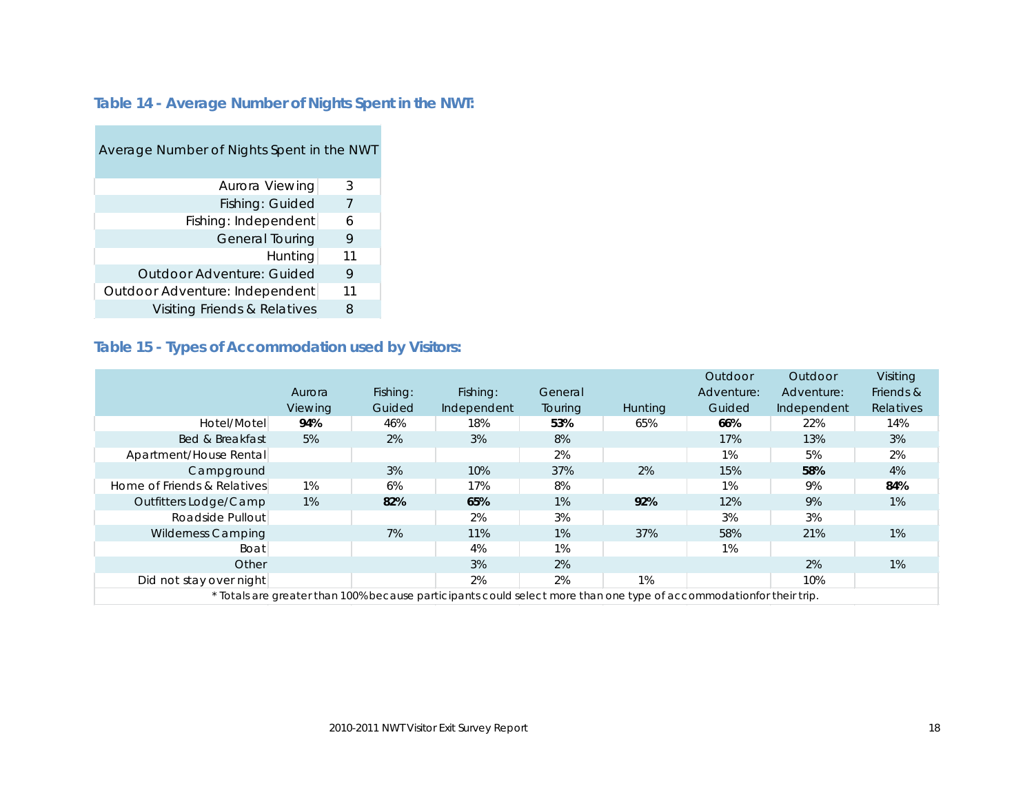### Table 14 - Average Number of Nights Spent in the NWT:

| Average Number of Nights Spent in the NWT | |
|---|---|
| Aurora Viewing | 3 |
| Fishing: Guided | 7 |
| Fishing: Independent | 6 |
| General Touring | 9 |
| Hunting | 11 |
| Outdoor Adventure: Guided | 9 |
| Outdoor Adventure: Independent | 11 |
| Visiting Friends & Relatives | 8 |

### Table 15 - Types of Accommodation used by Visitors:

| | Aurora Viewing | Fishing: Guided | Fishing: Independent | General Touring | Hunting | Outdoor Adventure: Guided | Outdoor Adventure: Independent | Visiting Friends & Relatives |
|---|---|---|---|---|---|---|---|---|
| Hotel/Motel | **94%** | 46% | 18% | **53%** | 65% | **66%** | 22% | 14% |
| Bed & Breakfast | 5% | 2% | 3% | 8% | | 17% | 13% | 3% |
| Apartment/House Rental | | | | 2% | | 1% | 5% | 2% |
| Campground | | 3% | 10% | 37% | 2% | 15% | **58%** | 4% |
| Home of Friends & Relatives | 1% | 6% | 17% | 8% | | 1% | 9% | **84%** |
| Outfitters Lodge/Camp | 1% | **82%** | **65%** | 1% | **92%** | 12% | 9% | 1% |
| Roadside Pullout | | | 2% | 3% | | 3% | 3% | |
| Wilderness Camping | | 7% | 11% | 1% | 37% | 58% | 21% | 1% |
| Boat | | | 4% | 1% | | 1% | | |
| Other | | | 3% | 2% | | | 2% | 1% |
| Did not stay over night | | | 2% | 2% | 1% | | 10% | |

* Totals are greater than 100% because participants could select more than one type of accommodation for their trip.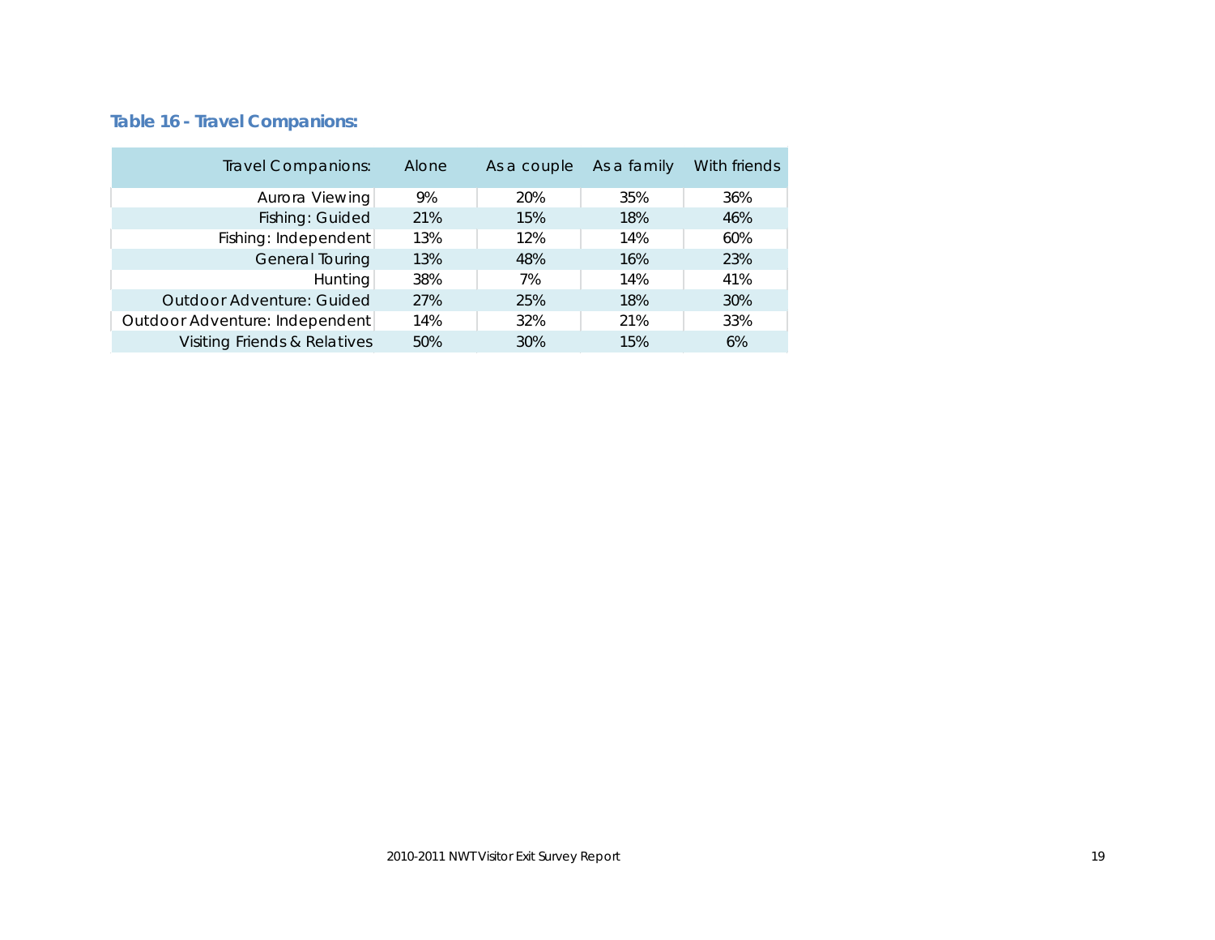**Table 16 - Travel Companions:**

| Travel Companions: | Alone | As a couple | As a family | With friends |
|---|---|---|---|---|
| Aurora Viewing | 9% | 20% | 35% | 36% |
| Fishing: Guided | 21% | 15% | 18% | 46% |
| Fishing: Independent | 13% | 12% | 14% | 60% |
| General Touring | 13% | 48% | 16% | 23% |
| Hunting | 38% | 7% | 14% | 41% |
| Outdoor Adventure: Guided | 27% | 25% | 18% | 30% |
| Outdoor Adventure: Independent | 14% | 32% | 21% | 33% |
| Visiting Friends & Relatives | 50% | 30% | 15% | 6% |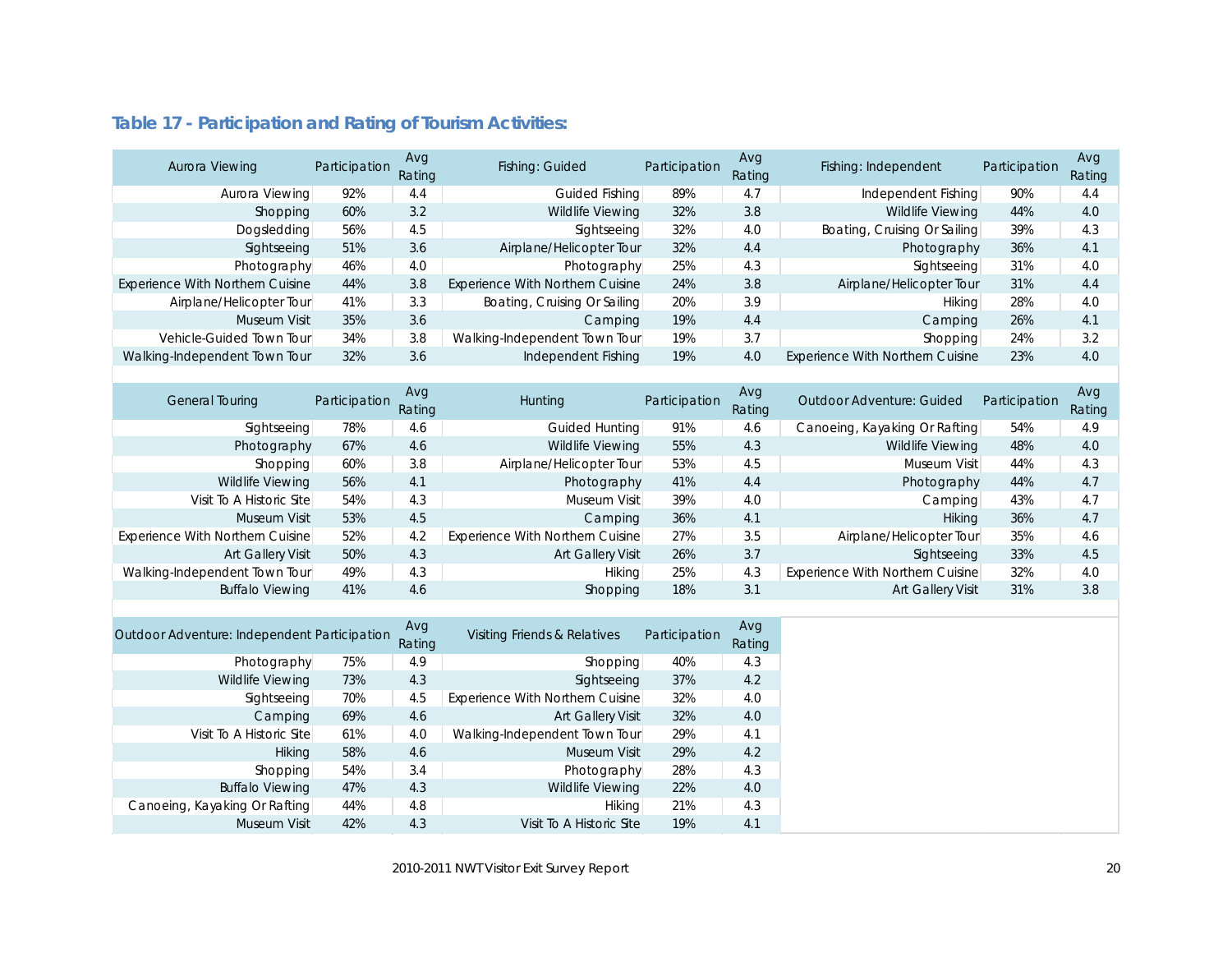### Table 17 - Participation and Rating of Tourism Activities:

| Aurora Viewing | Participation | Avg Rating | Fishing: Guided | Participation | Avg Rating | Fishing: Independent | Participation | Avg Rating |
|---|---|---|---|---|---|---|---|---|
| Aurora Viewing | 92% | 4.4 | Guided Fishing | 89% | 4.7 | Independent Fishing | 90% | 4.4 |
| Shopping | 60% | 3.2 | Wildlife Viewing | 32% | 3.8 | Wildlife Viewing | 44% | 4.0 |
| Dogsledding | 56% | 4.5 | Sightseeing | 32% | 4.0 | Boating, Cruising Or Sailing | 39% | 4.3 |
| Sightseeing | 51% | 3.6 | Airplane/Helicopter Tour | 32% | 4.4 | Photography | 36% | 4.1 |
| Photography | 46% | 4.0 | Photography | 25% | 4.3 | Sightseeing | 31% | 4.0 |
| Experience With Northern Cuisine | 44% | 3.8 | Experience With Northern Cuisine | 24% | 3.8 | Airplane/Helicopter Tour | 31% | 4.4 |
| Airplane/Helicopter Tour | 41% | 3.3 | Boating, Cruising Or Sailing | 20% | 3.9 | Hiking | 28% | 4.0 |
| Museum Visit | 35% | 3.6 | Camping | 19% | 4.4 | Camping | 26% | 4.1 |
| Vehicle-Guided Town Tour | 34% | 3.8 | Walking-Independent Town Tour | 19% | 3.7 | Shopping | 24% | 3.2 |
| Walking-Independent Town Tour | 32% | 3.6 | Independent Fishing | 19% | 4.0 | Experience With Northern Cuisine | 23% | 4.0 |

| General Touring | Participation | Avg Rating | Hunting | Participation | Avg Rating | Outdoor Adventure: Guided | Participation | Avg Rating |
|---|---|---|---|---|---|---|---|---|
| Sightseeing | 78% | 4.6 | Guided Hunting | 91% | 4.6 | Canoeing, Kayaking Or Rafting | 54% | 4.9 |
| Photography | 67% | 4.6 | Wildlife Viewing | 55% | 4.3 | Wildlife Viewing | 48% | 4.0 |
| Shopping | 60% | 3.8 | Airplane/Helicopter Tour | 53% | 4.5 | Museum Visit | 44% | 4.3 |
| Wildlife Viewing | 56% | 4.1 | Photography | 41% | 4.4 | Photography | 44% | 4.7 |
| Visit To A Historic Site | 54% | 4.3 | Museum Visit | 39% | 4.0 | Camping | 43% | 4.7 |
| Museum Visit | 53% | 4.5 | Camping | 36% | 4.1 | Hiking | 36% | 4.7 |
| Experience With Northern Cuisine | 52% | 4.2 | Experience With Northern Cuisine | 27% | 3.5 | Airplane/Helicopter Tour | 35% | 4.6 |
| Art Gallery Visit | 50% | 4.3 | Art Gallery Visit | 26% | 3.7 | Sightseeing | 33% | 4.5 |
| Walking-Independent Town Tour | 49% | 4.3 | Hiking | 25% | 4.3 | Experience With Northern Cuisine | 32% | 4.0 |
| Buffalo Viewing | 41% | 4.6 | Shopping | 18% | 3.1 | Art Gallery Visit | 31% | 3.8 |

| Outdoor Adventure: Independent | Participation | Avg Rating | Visiting Friends & Relatives | Participation | Avg Rating |
|---|---|---|---|---|---|
| Photography | 75% | 4.9 | Shopping | 40% | 4.3 |
| Wildlife Viewing | 73% | 4.3 | Sightseeing | 37% | 4.2 |
| Sightseeing | 70% | 4.5 | Experience With Northern Cuisine | 32% | 4.0 |
| Camping | 69% | 4.6 | Art Gallery Visit | 32% | 4.0 |
| Visit To A Historic Site | 61% | 4.0 | Walking-Independent Town Tour | 29% | 4.1 |
| Hiking | 58% | 4.6 | Museum Visit | 29% | 4.2 |
| Shopping | 54% | 3.4 | Photography | 28% | 4.3 |
| Buffalo Viewing | 47% | 4.3 | Wildlife Viewing | 22% | 4.0 |
| Canoeing, Kayaking Or Rafting | 44% | 4.8 | Hiking | 21% | 4.3 |
| Museum Visit | 42% | 4.3 | Visit To A Historic Site | 19% | 4.1 |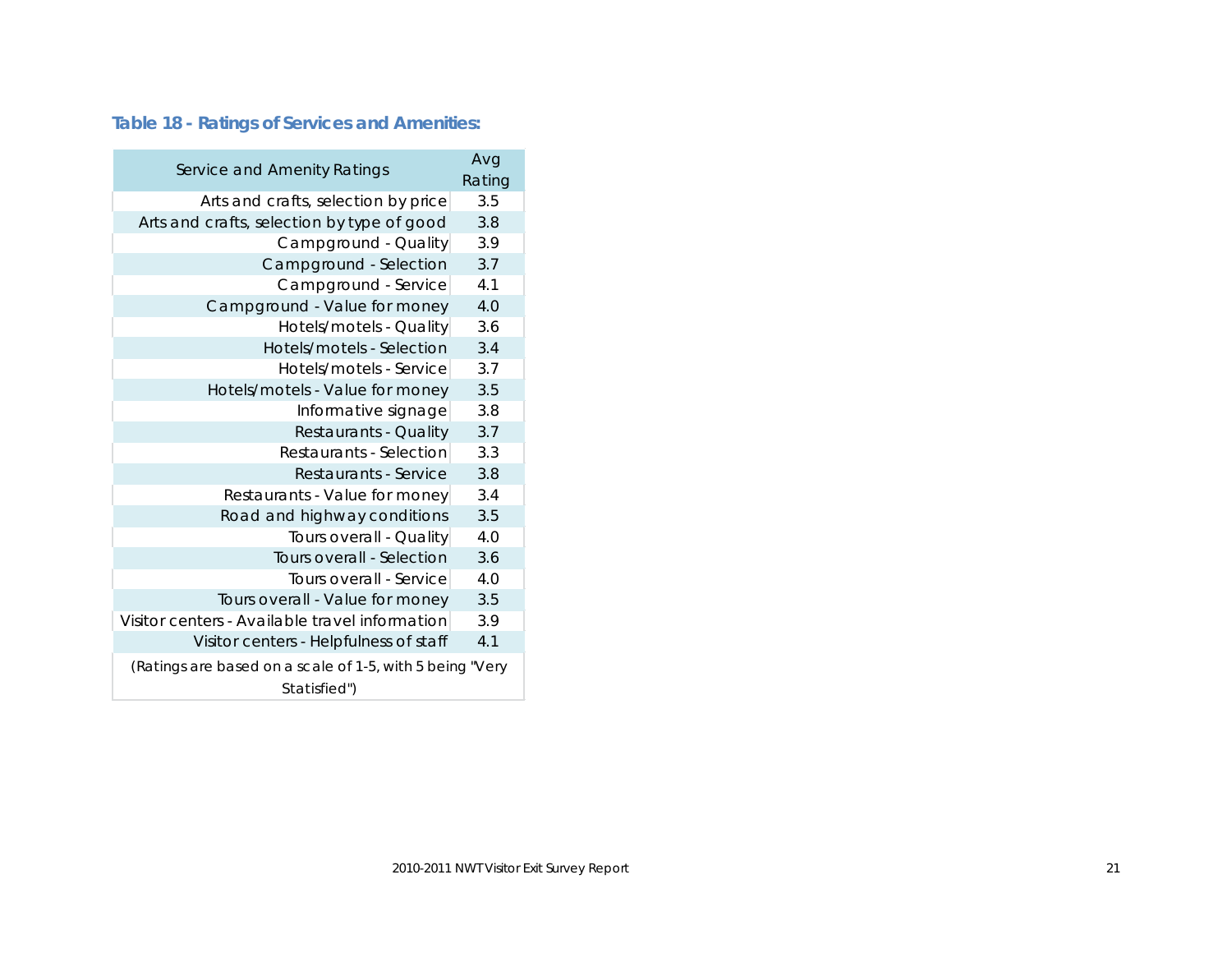### Table 18 - Ratings of Services and Amenities:

| Service and Amenity Ratings | Avg Rating |
|---|---|
| Arts and crafts, selection by price | 3.5 |
| Arts and crafts, selection by type of good | 3.8 |
| Campground - Quality | 3.9 |
| Campground - Selection | 3.7 |
| Campground - Service | 4.1 |
| Campground - Value for money | 4.0 |
| Hotels/motels - Quality | 3.6 |
| Hotels/motels - Selection | 3.4 |
| Hotels/motels - Service | 3.7 |
| Hotels/motels - Value for money | 3.5 |
| Informative signage | 3.8 |
| Restaurants - Quality | 3.7 |
| Restaurants - Selection | 3.3 |
| Restaurants - Service | 3.8 |
| Restaurants - Value for money | 3.4 |
| Road and highway conditions | 3.5 |
| Tours overall - Quality | 4.0 |
| Tours overall - Selection | 3.6 |
| Tours overall - Service | 4.0 |
| Tours overall - Value for money | 3.5 |
| Visitor centers - Available travel information | 3.9 |
| Visitor centers - Helpfulness of staff | 4.1 |
| (Ratings are based on a scale of 1-5, with 5 being "Very Statisfied") | |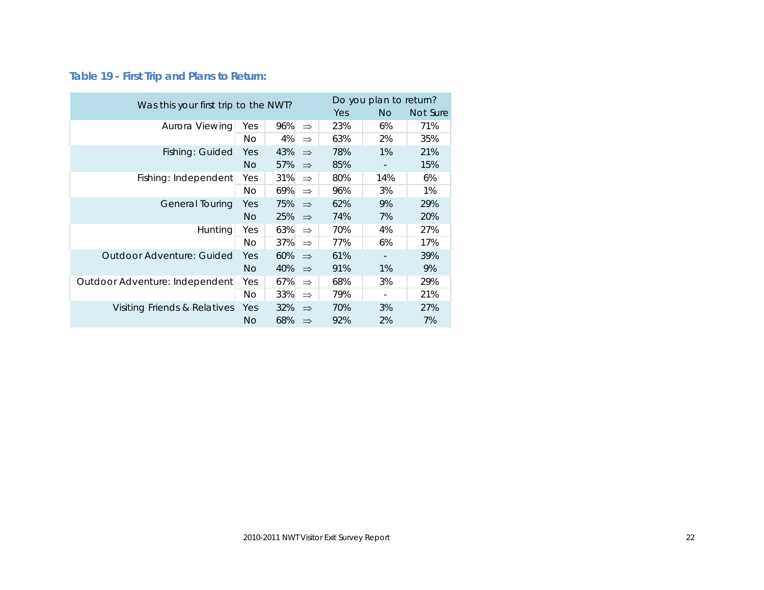### Table 19 - First Trip and Plans to Return:

| Was this your first trip to the NWT? | | | | Do you plan to return? | | |
|---|---|---|---|---|---|---|
| | | | | Yes | No | Not Sure |
| Aurora Viewing | Yes | 96% | ⇒ | 23% | 6% | 71% |
| | No | 4% | ⇒ | 63% | 2% | 35% |
| Fishing: Guided | Yes | 43% | ⇒ | 78% | 1% | 21% |
| | No | 57% | ⇒ | 85% | - | 15% |
| Fishing: Independent | Yes | 31% | ⇒ | 80% | 14% | 6% |
| | No | 69% | ⇒ | 96% | 3% | 1% |
| General Touring | Yes | 75% | ⇒ | 62% | 9% | 29% |
| | No | 25% | ⇒ | 74% | 7% | 20% |
| Hunting | Yes | 63% | ⇒ | 70% | 4% | 27% |
| | No | 37% | ⇒ | 77% | 6% | 17% |
| Outdoor Adventure: Guided | Yes | 60% | ⇒ | 61% | - | 39% |
| | No | 40% | ⇒ | 91% | 1% | 9% |
| Outdoor Adventure: Independent | Yes | 67% | ⇒ | 68% | 3% | 29% |
| | No | 33% | ⇒ | 79% | - | 21% |
| Visiting Friends & Relatives | Yes | 32% | ⇒ | 70% | 3% | 27% |
| | No | 68% | ⇒ | 92% | 2% | 7% |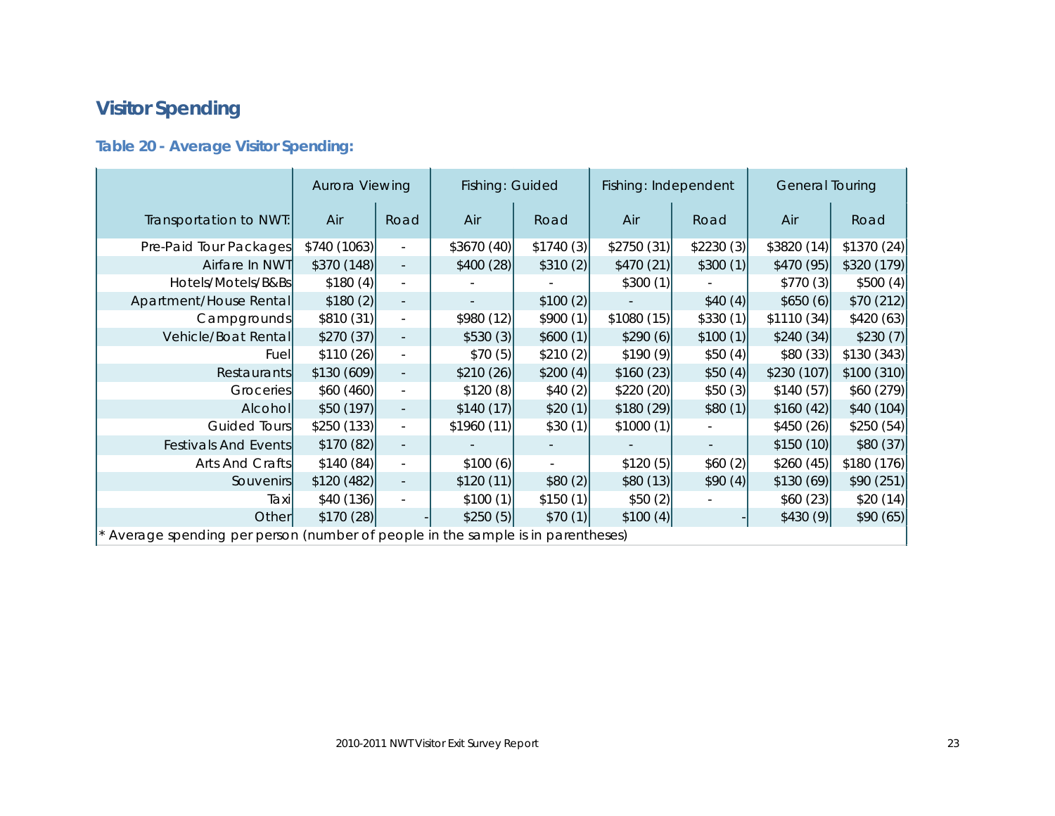## Visitor Spending

### Table 20 - Average Visitor Spending:

| | Aurora Viewing | | Fishing: Guided | | Fishing: Independent | | General Touring | |
|---|---|---|---|---|---|---|---|---|
| Transportation to NWT: | Air | Road | Air | Road | Air | Road | Air | Road |
| Pre-Paid Tour Packages | $740 (1063) | - | $3670 (40) | $1740 (3) | $2750 (31) | $2230 (3) | $3820 (14) | $1370 (24) |
| Airfare In NWT | $370 (148) | - | $400 (28) | $310 (2) | $470 (21) | $300 (1) | $470 (95) | $320 (179) |
| Hotels/Motels/B&Bs | $180 (4) | - | - | - | $300 (1) | - | $770 (3) | $500 (4) |
| Apartment/House Rental | $180 (2) | - | - | $100 (2) | - | $40 (4) | $650 (6) | $70 (212) |
| Campgrounds | $810 (31) | - | $980 (12) | $900 (1) | $1080 (15) | $330 (1) | $1110 (34) | $420 (63) |
| Vehicle/Boat Rental | $270 (37) | - | $530 (3) | $600 (1) | $290 (6) | $100 (1) | $240 (34) | $230 (7) |
| Fuel | $110 (26) | - | $70 (5) | $210 (2) | $190 (9) | $50 (4) | $80 (33) | $130 (343) |
| Restaurants | $130 (609) | - | $210 (26) | $200 (4) | $160 (23) | $50 (4) | $230 (107) | $100 (310) |
| Groceries | $60 (460) | - | $120 (8) | $40 (2) | $220 (20) | $50 (3) | $140 (57) | $60 (279) |
| Alcohol | $50 (197) | - | $140 (17) | $20 (1) | $180 (29) | $80 (1) | $160 (42) | $40 (104) |
| Guided Tours | $250 (133) | - | $1960 (11) | $30 (1) | $1000 (1) | - | $450 (26) | $250 (54) |
| Festivals And Events | $170 (82) | - | - | - | - | - | $150 (10) | $80 (37) |
| Arts And Crafts | $140 (84) | - | $100 (6) | - | $120 (5) | $60 (2) | $260 (45) | $180 (176) |
| Souvenirs | $120 (482) | - | $120 (11) | $80 (2) | $80 (13) | $90 (4) | $130 (69) | $90 (251) |
| Taxi | $40 (136) | - | $100 (1) | $150 (1) | $50 (2) | - | $60 (23) | $20 (14) |
| Other | $170 (28) | - | $250 (5) | $70 (1) | $100 (4) | - | $430 (9) | $90 (65) |

* Average spending per person (number of people in the sample is in parentheses)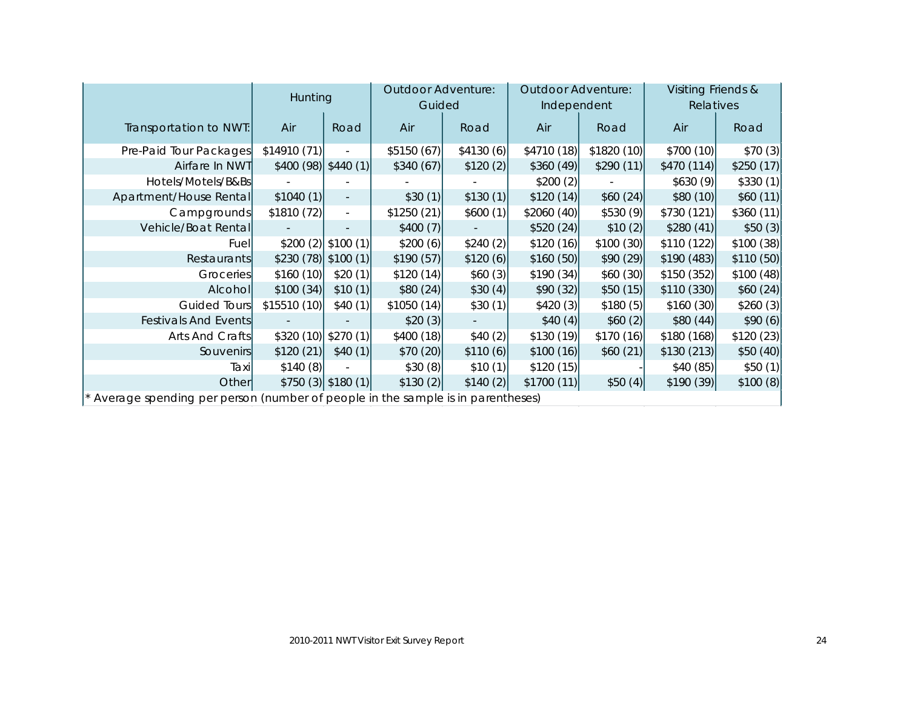| | Hunting | | Outdoor Adventure: Guided | | Outdoor Adventure: Independent | | Visiting Friends & Relatives | |
|---|---|---|---|---|---|---|---|---|
| Transportation to NWT: | Air | Road | Air | Road | Air | Road | Air | Road |
| Pre-Paid Tour Packages | $14910 (71) | - | $5150 (67) | $4130 (6) | $4710 (18) | $1820 (10) | $700 (10) | $70 (3) |
| Airfare In NWT | $400 (98) | $440 (1) | $340 (67) | $120 (2) | $360 (49) | $290 (11) | $470 (114) | $250 (17) |
| Hotels/Motels/B&Bs | - | - | - | - | $200 (2) | - | $630 (9) | $330 (1) |
| Apartment/House Rental | $1040 (1) | - | $30 (1) | $130 (1) | $120 (14) | $60 (24) | $80 (10) | $60 (11) |
| Campgrounds | $1810 (72) | - | $1250 (21) | $600 (1) | $2060 (40) | $530 (9) | $730 (121) | $360 (11) |
| Vehicle/Boat Rental | - | - | $400 (7) | - | $520 (24) | $10 (2) | $280 (41) | $50 (3) |
| Fuel | $200 (2) | $100 (1) | $200 (6) | $240 (2) | $120 (16) | $100 (30) | $110 (122) | $100 (38) |
| Restaurants | $230 (78) | $100 (1) | $190 (57) | $120 (6) | $160 (50) | $90 (29) | $190 (483) | $110 (50) |
| Groceries | $160 (10) | $20 (1) | $120 (14) | $60 (3) | $190 (34) | $60 (30) | $150 (352) | $100 (48) |
| Alcohol | $100 (34) | $10 (1) | $80 (24) | $30 (4) | $90 (32) | $50 (15) | $110 (330) | $60 (24) |
| Guided Tours | $15510 (10) | $40 (1) | $1050 (14) | $30 (1) | $420 (3) | $180 (5) | $160 (30) | $260 (3) |
| Festivals And Events | - | - | $20 (3) | - | $40 (4) | $60 (2) | $80 (44) | $90 (6) |
| Arts And Crafts | $320 (10) | $270 (1) | $400 (18) | $40 (2) | $130 (19) | $170 (16) | $180 (168) | $120 (23) |
| Souvenirs | $120 (21) | $40 (1) | $70 (20) | $110 (6) | $100 (16) | $60 (21) | $130 (213) | $50 (40) |
| Taxi | $140 (8) | - | $30 (8) | $10 (1) | $120 (15) | - | $40 (85) | $50 (1) |
| Other | $750 (3) | $180 (1) | $130 (2) | $140 (2) | $1700 (11) | $50 (4) | $190 (39) | $100 (8) |

* Average spending per person (number of people in the sample is in parentheses)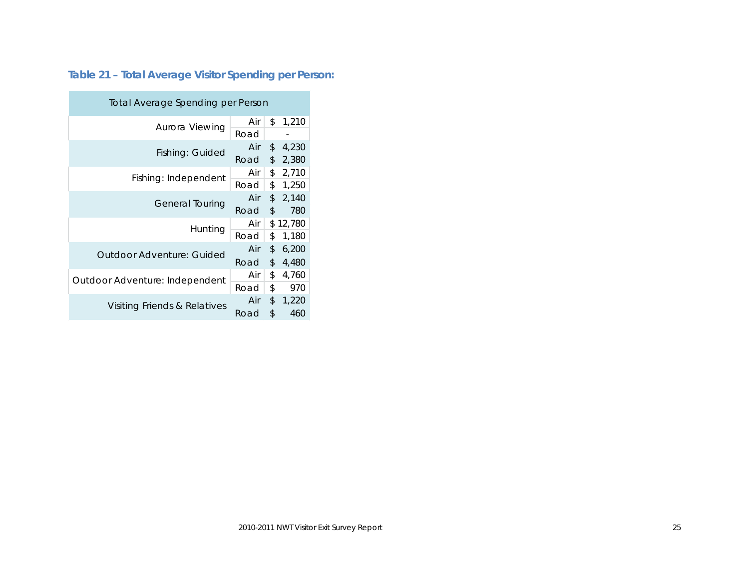**Table 21 – Total Average Visitor Spending per Person:**

| Total Average Spending per Person | | |
|---|---|---|
| Aurora Viewing | Air | $ 1,210 |
| | Road | - |
| Fishing: Guided | Air | $ 4,230 |
| | Road | $ 2,380 |
| Fishing: Independent | Air | $ 2,710 |
| | Road | $ 1,250 |
| General Touring | Air | $ 2,140 |
| | Road | $ 780 |
| Hunting | Air | $ 12,780 |
| | Road | $ 1,180 |
| Outdoor Adventure: Guided | Air | $ 6,200 |
| | Road | $ 4,480 |
| Outdoor Adventure: Independent | Air | $ 4,760 |
| | Road | $ 970 |
| Visiting Friends & Relatives | Air | $ 1,220 |
| | Road | $ 460 |